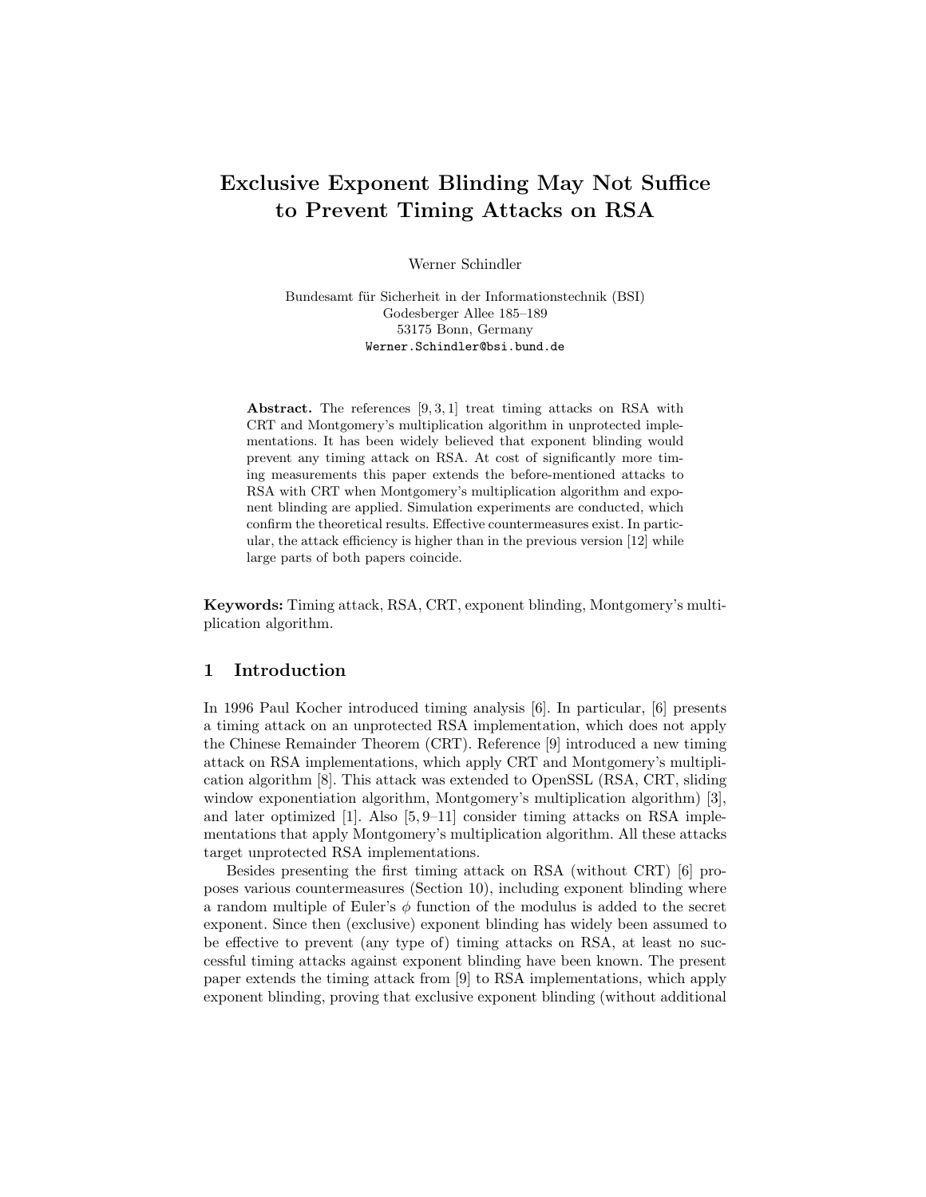# Exclusive Exponent Blinding May Not Suffice to Prevent Timing Attacks on RSA

Werner Schindler

Bundesamt für Sicherheit in der Informationstechnik (BSI)
Godesberger Allee 185–189
53175 Bonn, Germany
Werner.Schindler@bsi.bund.de

**Abstract.** The references [9, 3, 1] treat timing attacks on RSA with CRT and Montgomery's multiplication algorithm in unprotected implementations. It has been widely believed that exponent blinding would prevent any timing attack on RSA. At cost of significantly more timing measurements this paper extends the before-mentioned attacks to RSA with CRT when Montgomery's multiplication algorithm and exponent blinding are applied. Simulation experiments are conducted, which confirm the theoretical results. Effective countermeasures exist. In particular, the attack efficiency is higher than in the previous version [12] while large parts of both papers coincide.

**Keywords:** Timing attack, RSA, CRT, exponent blinding, Montgomery's multiplication algorithm.

## 1 Introduction

In 1996 Paul Kocher introduced timing analysis [6]. In particular, [6] presents a timing attack on an unprotected RSA implementation, which does not apply the Chinese Remainder Theorem (CRT). Reference [9] introduced a new timing attack on RSA implementations, which apply CRT and Montgomery's multiplication algorithm [8]. This attack was extended to OpenSSL (RSA, CRT, sliding window exponentiation algorithm, Montgomery's multiplication algorithm) [3], and later optimized [1]. Also [5, 9–11] consider timing attacks on RSA implementations that apply Montgomery's multiplication algorithm. All these attacks target unprotected RSA implementations.

Besides presenting the first timing attack on RSA (without CRT) [6] proposes various countermeasures (Section 10), including exponent blinding where a random multiple of Euler's $\phi$ function of the modulus is added to the secret exponent. Since then (exclusive) exponent blinding has widely been assumed to be effective to prevent (any type of) timing attacks on RSA, at least no successful timing attacks against exponent blinding have been known. The present paper extends the timing attack from [9] to RSA implementations, which apply exponent blinding, proving that exclusive exponent blinding (without additional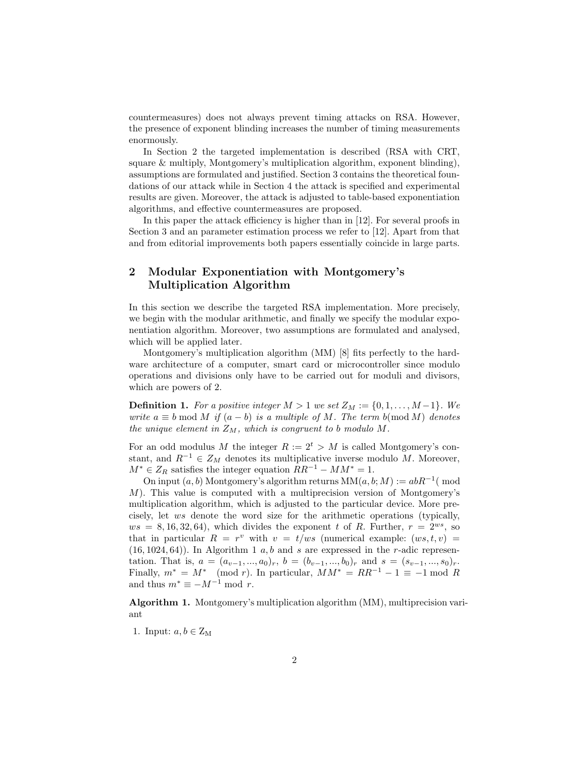countermeasures) does not always prevent timing attacks on RSA. However, the presence of exponent blinding increases the number of timing measurements enormously.

In Section 2 the targeted implementation is described (RSA with CRT, square & multiply, Montgomery's multiplication algorithm, exponent blinding), assumptions are formulated and justified. Section 3 contains the theoretical foundations of our attack while in Section 4 the attack is specified and experimental results are given. Moreover, the attack is adjusted to table-based exponentiation algorithms, and effective countermeasures are proposed.

In this paper the attack efficiency is higher than in [12]. For several proofs in Section 3 and an parameter estimation process we refer to [12]. Apart from that and from editorial improvements both papers essentially coincide in large parts.

## 2 Modular Exponentiation with Montgomery's Multiplication Algorithm

In this section we describe the targeted RSA implementation. More precisely, we begin with the modular arithmetic, and finally we specify the modular exponentiation algorithm. Moreover, two assumptions are formulated and analysed, which will be applied later.

Montgomery's multiplication algorithm (MM) [8] fits perfectly to the hardware architecture of a computer, smart card or microcontroller since modulo operations and divisions only have to be carried out for moduli and divisors, which are powers of 2.

**Definition 1.** *For a positive integer $M > 1$ we set $Z_M := \{0, 1, \ldots, M-1\}$. We write $a \equiv b \bmod M$ if $(a - b)$ is a multiple of $M$. The term $b(\bmod M)$ denotes the unique element in $Z_M$, which is congruent to $b$ modulo $M$.*

For an odd modulus $M$ the integer $R := 2^t > M$ is called Montgomery's constant, and $R^{-1} \in Z_M$ denotes its multiplicative inverse modulo $M$. Moreover, $M^* \in Z_R$ satisfies the integer equation $RR^{-1} - MM^* = 1$.

On input $(a, b)$ Montgomery's algorithm returns $\mathrm{MM}(a, b; M) := abR^{-1}(\bmod M)$. This value is computed with a multiprecision version of Montgomery's multiplication algorithm, which is adjusted to the particular device. More precisely, let $ws$ denote the word size for the arithmetic operations (typically, $ws = 8, 16, 32, 64$), which divides the exponent $t$ of $R$. Further, $r = 2^{ws}$, so that in particular $R = r^v$ with $v = t/ws$ (numerical example: $(ws, t, v) = (16, 1024, 64)$). In Algorithm 1 $a, b$ and $s$ are expressed in the $r$-adic representation. That is, $a = (a_{v-1}, ..., a_0)_r$, $b = (b_{v-1}, ..., b_0)_r$ and $s = (s_{v-1}, ..., s_0)_r$. Finally, $m^* = M^* \pmod r$. In particular, $MM^* = RR^{-1} - 1 \equiv -1 \bmod R$ and thus $m^* \equiv -M^{-1} \bmod r$.

**Algorithm 1.** Montgomery's multiplication algorithm (MM), multiprecision variant

1. Input: $a, b \in \mathrm{Z_M}$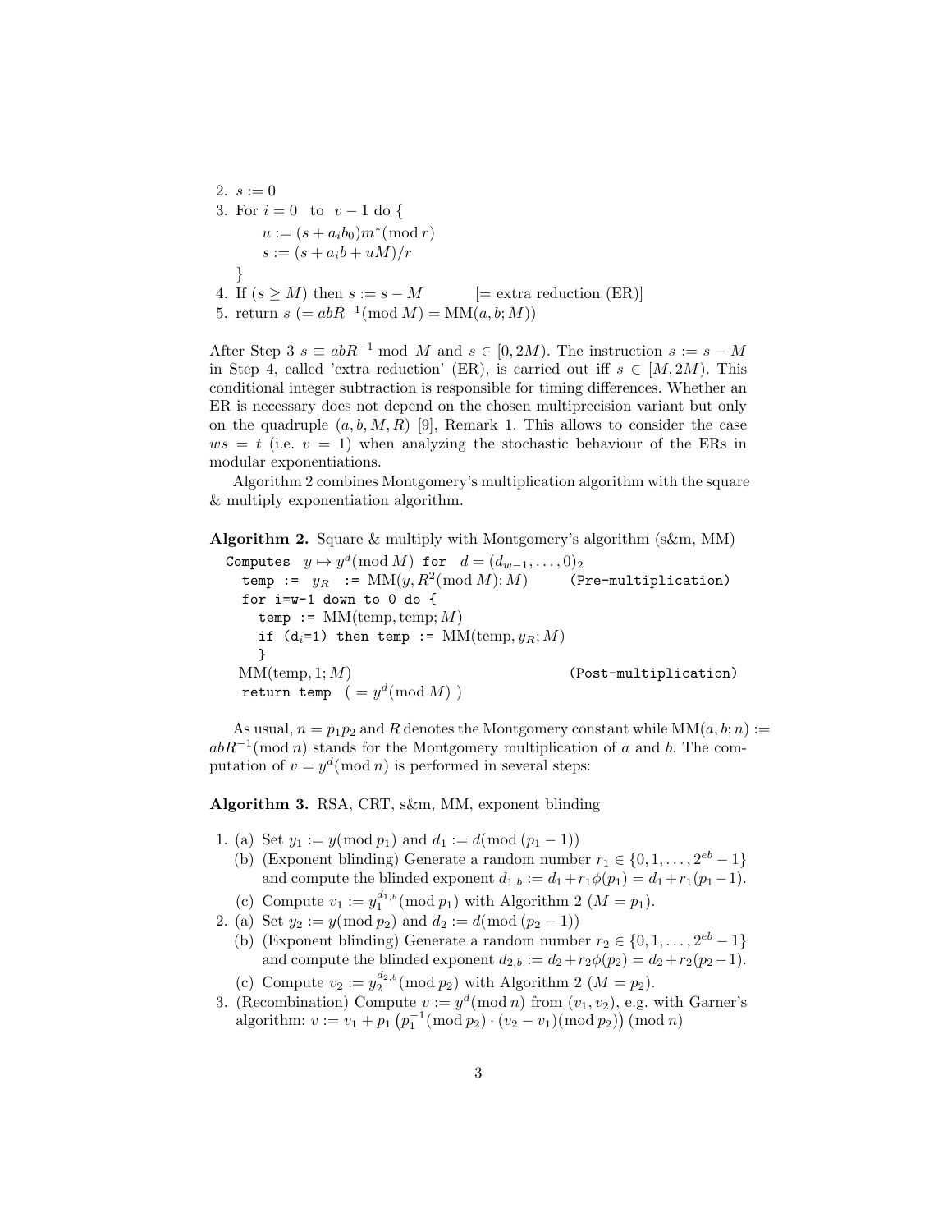2. $s := 0$
3. For $i = 0$ to $v - 1$ do {
   $u := (s + a_i b_0)m^* (\mathrm{mod}\, r)$
   $s := (s + a_i b + uM)/r$
   }
4. If $(s \geq M)$ then $s := s - M$ [= extra reduction (ER)]
5. return $s$ $(= abR^{-1} (\mathrm{mod}\, M) = \mathrm{MM}(a, b; M))$

After Step 3 $s \equiv abR^{-1} \bmod M$ and $s \in [0, 2M)$. The instruction $s := s - M$ in Step 4, called 'extra reduction' (ER), is carried out iff $s \in [M, 2M)$. This conditional integer subtraction is responsible for timing differences. Whether an ER is necessary does not depend on the chosen multiprecision variant but only on the quadruple $(a, b, M, R)$ [9], Remark 1. This allows to consider the case $ws = t$ (i.e. $v = 1$) when analyzing the stochastic behaviour of the ERs in modular exponentiations.

Algorithm 2 combines Montgomery's multiplication algorithm with the square & multiply exponentiation algorithm.

**Algorithm 2.** Square & multiply with Montgomery's algorithm (s&m, MM)

Computes $y \mapsto y^d (\mathrm{mod}\, M)$ for $d = (d_{w-1}, \ldots, 0)_2$
  temp := $y_R$ := $\mathrm{MM}(y, R^2 (\mathrm{mod}\, M); M)$   (Pre-multiplication)
  for i=w-1 down to 0 do {
    temp := $\mathrm{MM}(\mathrm{temp}, \mathrm{temp}; M)$
    if ($d_i$=1) then temp := $\mathrm{MM}(\mathrm{temp}, y_R; M)$
    }
  $\mathrm{MM}(\mathrm{temp}, 1; M)$   (Post-multiplication)
  return temp $( = y^d (\mathrm{mod}\, M) )$

As usual, $n = p_1 p_2$ and $R$ denotes the Montgomery constant while $\mathrm{MM}(a, b; n) := abR^{-1} (\mathrm{mod}\, n)$ stands for the Montgomery multiplication of $a$ and $b$. The computation of $v = y^d (\mathrm{mod}\, n)$ is performed in several steps:

**Algorithm 3.** RSA, CRT, s&m, MM, exponent blinding

1. (a) Set $y_1 := y (\mathrm{mod}\, p_1)$ and $d_1 := d (\mathrm{mod}\, (p_1 - 1))$
   (b) (Exponent blinding) Generate a random number $r_1 \in \{0, 1, \ldots, 2^{eb} - 1\}$ and compute the blinded exponent $d_{1,b} := d_1 + r_1 \phi(p_1) = d_1 + r_1 (p_1 - 1)$.
   (c) Compute $v_1 := y_1^{d_{1,b}} (\mathrm{mod}\, p_1)$ with Algorithm 2 ($M = p_1$).
2. (a) Set $y_2 := y (\mathrm{mod}\, p_2)$ and $d_2 := d (\mathrm{mod}\, (p_2 - 1))$
   (b) (Exponent blinding) Generate a random number $r_2 \in \{0, 1, \ldots, 2^{eb} - 1\}$ and compute the blinded exponent $d_{2,b} := d_2 + r_2 \phi(p_2) = d_2 + r_2 (p_2 - 1)$.
   (c) Compute $v_2 := y_2^{d_{2,b}} (\mathrm{mod}\, p_2)$ with Algorithm 2 ($M = p_2$).
3. (Recombination) Compute $v := y^d (\mathrm{mod}\, n)$ from $(v_1, v_2)$, e.g. with Garner's algorithm: $v := v_1 + p_1 \left( p_1^{-1} (\mathrm{mod}\, p_2) \cdot (v_2 - v_1) (\mathrm{mod}\, p_2) \right) (\mathrm{mod}\, n)$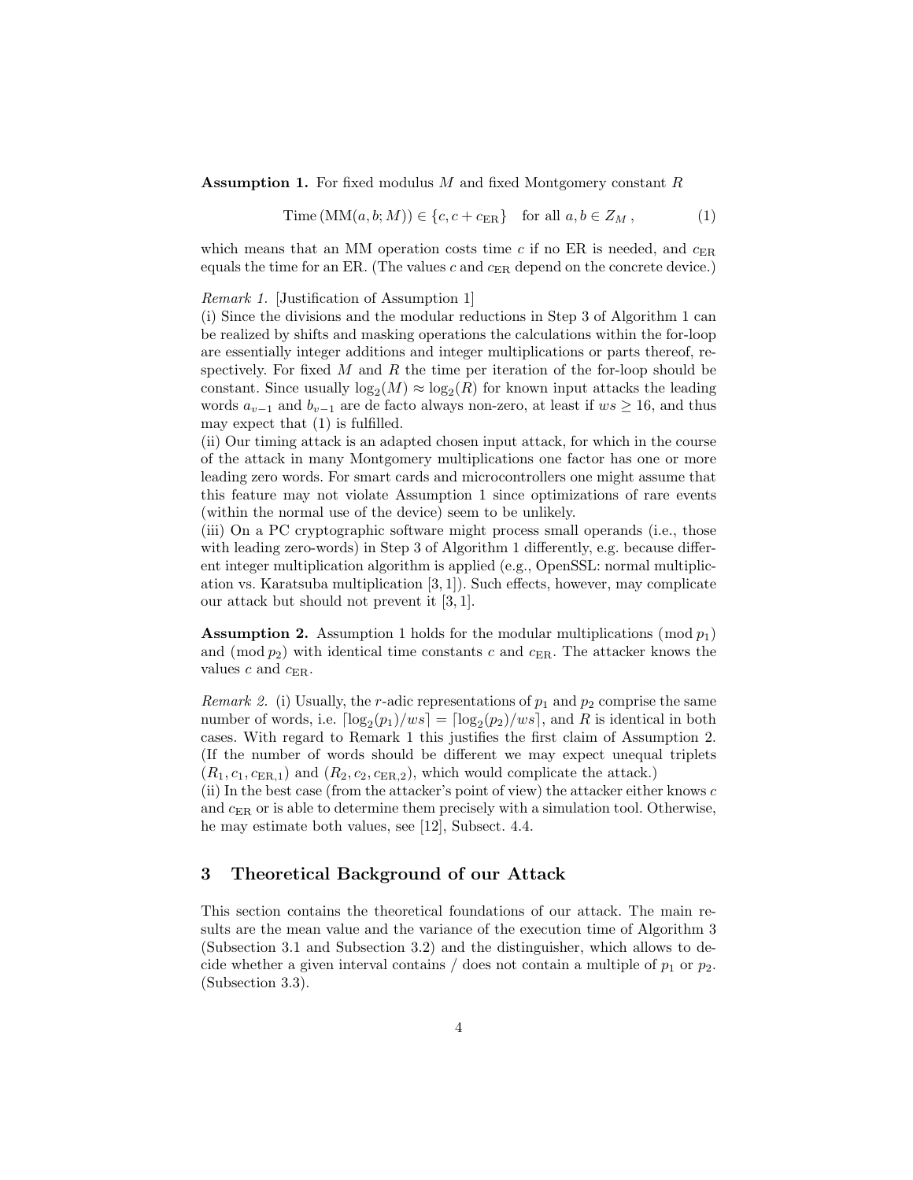**Assumption 1.** For fixed modulus $M$ and fixed Montgomery constant $R$

$$\text{Time}\,(\text{MM}(a,b;M)) \in \{c, c + c_{\text{ER}}\} \quad \text{for all } a,b \in Z_M\,, \tag{1}$$

which means that an MM operation costs time $c$ if no ER is needed, and $c_{\text{ER}}$ equals the time for an ER. (The values $c$ and $c_{\text{ER}}$ depend on the concrete device.)

*Remark 1.* [Justification of Assumption 1]
(i) Since the divisions and the modular reductions in Step 3 of Algorithm 1 can be realized by shifts and masking operations the calculations within the for-loop are essentially integer additions and integer multiplications or parts thereof, respectively. For fixed $M$ and $R$ the time per iteration of the for-loop should be constant. Since usually $\log_2(M) \approx \log_2(R)$ for known input attacks the leading words $a_{v-1}$ and $b_{v-1}$ are de facto always non-zero, at least if $ws \geq 16$, and thus may expect that (1) is fulfilled.
(ii) Our timing attack is an adapted chosen input attack, for which in the course of the attack in many Montgomery multiplications one factor has one or more leading zero words. For smart cards and microcontrollers one might assume that this feature may not violate Assumption 1 since optimizations of rare events (within the normal use of the device) seem to be unlikely.
(iii) On a PC cryptographic software might process small operands (i.e., those with leading zero-words) in Step 3 of Algorithm 1 differently, e.g. because different integer multiplication algorithm is applied (e.g., OpenSSL: normal multiplication vs. Karatsuba multiplication [3, 1]). Such effects, however, may complicate our attack but should not prevent it [3, 1].

**Assumption 2.** Assumption 1 holds for the modular multiplications $(\bmod\, p_1)$ and $(\bmod\, p_2)$ with identical time constants $c$ and $c_{\text{ER}}$. The attacker knows the values $c$ and $c_{\text{ER}}$.

*Remark 2.* (i) Usually, the $r$-adic representations of $p_1$ and $p_2$ comprise the same number of words, i.e. $\lceil \log_2(p_1)/ws \rceil = \lceil \log_2(p_2)/ws \rceil$, and $R$ is identical in both cases. With regard to Remark 1 this justifies the first claim of Assumption 2. (If the number of words should be different we may expect unequal triplets $(R_1, c_1, c_{\text{ER},1})$ and $(R_2, c_2, c_{\text{ER},2})$, which would complicate the attack.)
(ii) In the best case (from the attacker's point of view) the attacker either knows $c$ and $c_{\text{ER}}$ or is able to determine them precisely with a simulation tool. Otherwise, he may estimate both values, see [12], Subsect. 4.4.

## 3 Theoretical Background of our Attack

This section contains the theoretical foundations of our attack. The main results are the mean value and the variance of the execution time of Algorithm 3 (Subsection 3.1 and Subsection 3.2) and the distinguisher, which allows to decide whether a given interval contains / does not contain a multiple of $p_1$ or $p_2$. (Subsection 3.3).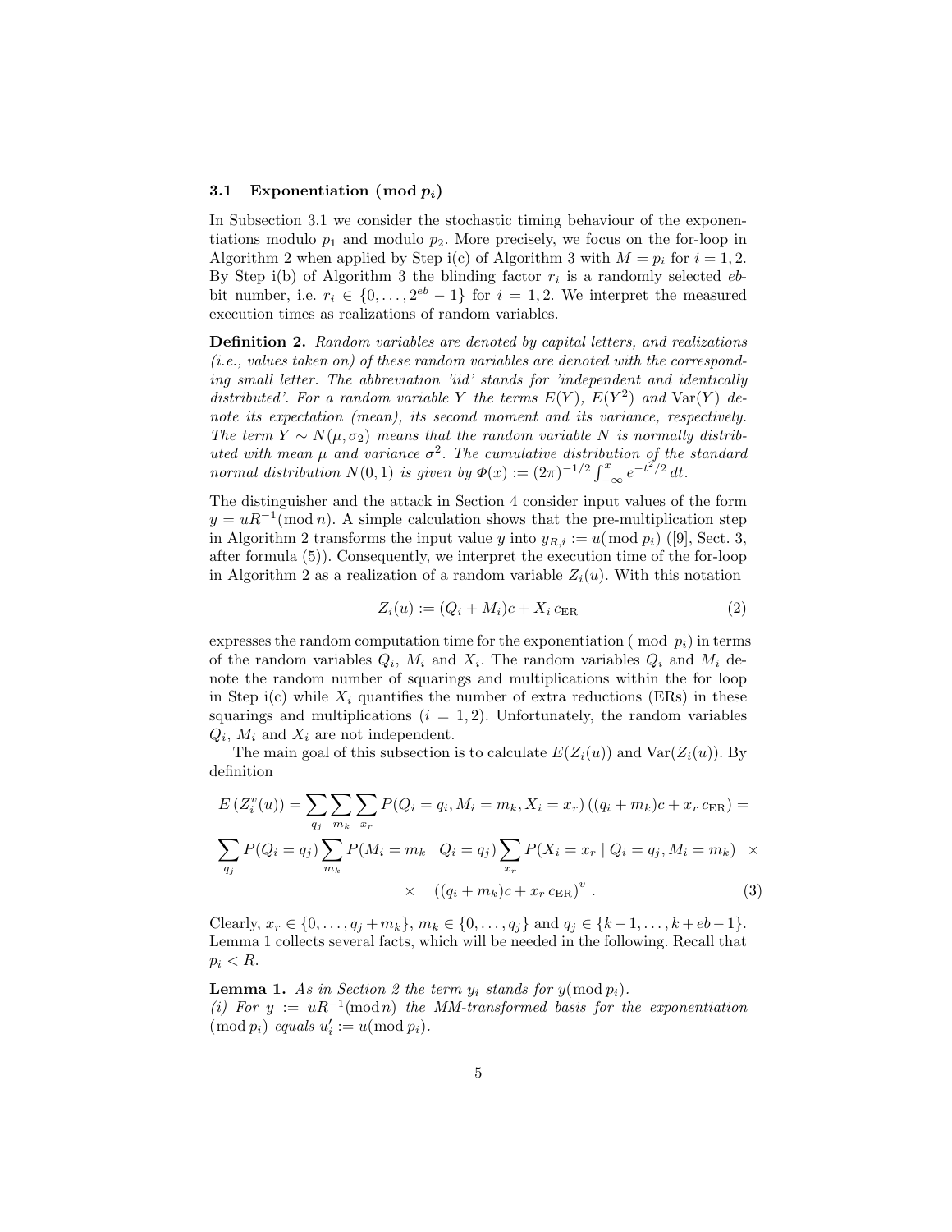### 3.1 Exponentiation $(\bmod\, p_i)$

In Subsection 3.1 we consider the stochastic timing behaviour of the exponentiations modulo $p_1$ and modulo $p_2$. More precisely, we focus on the for-loop in Algorithm 2 when applied by Step i(c) of Algorithm 3 with $M = p_i$ for $i = 1, 2$. By Step i(b) of Algorithm 3 the blinding factor $r_i$ is a randomly selected $eb$-bit number, i.e. $r_i \in \{0, \ldots, 2^{eb} - 1\}$ for $i = 1, 2$. We interpret the measured execution times as realizations of random variables.

**Definition 2.** *Random variables are denoted by capital letters, and realizations (i.e., values taken on) of these random variables are denoted with the corresponding small letter. The abbreviation 'iid' stands for 'independent and identically distributed'. For a random variable $Y$ the terms $E(Y)$, $E(Y^2)$ and $\mathrm{Var}(Y)$ denote its expectation (mean), its second moment and its variance, respectively. The term $Y \sim N(\mu, \sigma_2)$ means that the random variable $N$ is normally distributed with mean $\mu$ and variance $\sigma^2$. The cumulative distribution of the standard normal distribution $N(0,1)$ is given by $\Phi(x) := (2\pi)^{-1/2} \int_{-\infty}^{x} e^{-t^2/2}\, dt$.*

The distinguisher and the attack in Section 4 consider input values of the form $y = uR^{-1} (\bmod\, n)$. A simple calculation shows that the pre-multiplication step in Algorithm 2 transforms the input value $y$ into $y_{R,i} := u (\bmod\, p_i)$ ([9], Sect. 3, after formula (5)). Consequently, we interpret the execution time of the for-loop in Algorithm 2 as a realization of a random variable $Z_i(u)$. With this notation

$$Z_i(u) := (Q_i + M_i)c + X_i\, c_{\mathrm{ER}} \tag{2}$$

expresses the random computation time for the exponentiation ( mod $p_i$) in terms of the random variables $Q_i$, $M_i$ and $X_i$. The random variables $Q_i$ and $M_i$ denote the random number of squarings and multiplications within the for loop in Step i(c) while $X_i$ quantifies the number of extra reductions (ERs) in these squarings and multiplications ($i = 1, 2$). Unfortunately, the random variables $Q_i$, $M_i$ and $X_i$ are not independent.

The main goal of this subsection is to calculate $E(Z_i(u))$ and $\mathrm{Var}(Z_i(u))$. By definition

$$E\left(Z_i^v(u)\right) = \sum_{q_j} \sum_{m_k} \sum_{x_r} P(Q_i = q_i, M_i = m_k, X_i = x_r) \left((q_i + m_k)c + x_r\, c_{\mathrm{ER}}\right) =$$

$$\sum_{q_j} P(Q_i = q_j) \sum_{m_k} P(M_i = m_k \mid Q_i = q_j) \sum_{x_r} P(X_i = x_r \mid Q_i = q_j, M_i = m_k) \quad \times$$

$$\times \quad \left((q_i + m_k)c + x_r\, c_{\mathrm{ER}}\right)^v . \tag{3}$$

Clearly, $x_r \in \{0, \ldots, q_j + m_k\}$, $m_k \in \{0, \ldots, q_j\}$ and $q_j \in \{k-1, \ldots, k+eb-1\}$. Lemma 1 collects several facts, which will be needed in the following. Recall that $p_i < R$.

**Lemma 1.** *As in Section 2 the term $y_i$ stands for $y (\bmod\, p_i)$.*
*(i) For $y := uR^{-1} (\bmod\, n)$ the MM-transformed basis for the exponentiation $(\bmod\, p_i)$ equals $u'_i := u (\bmod\, p_i)$.*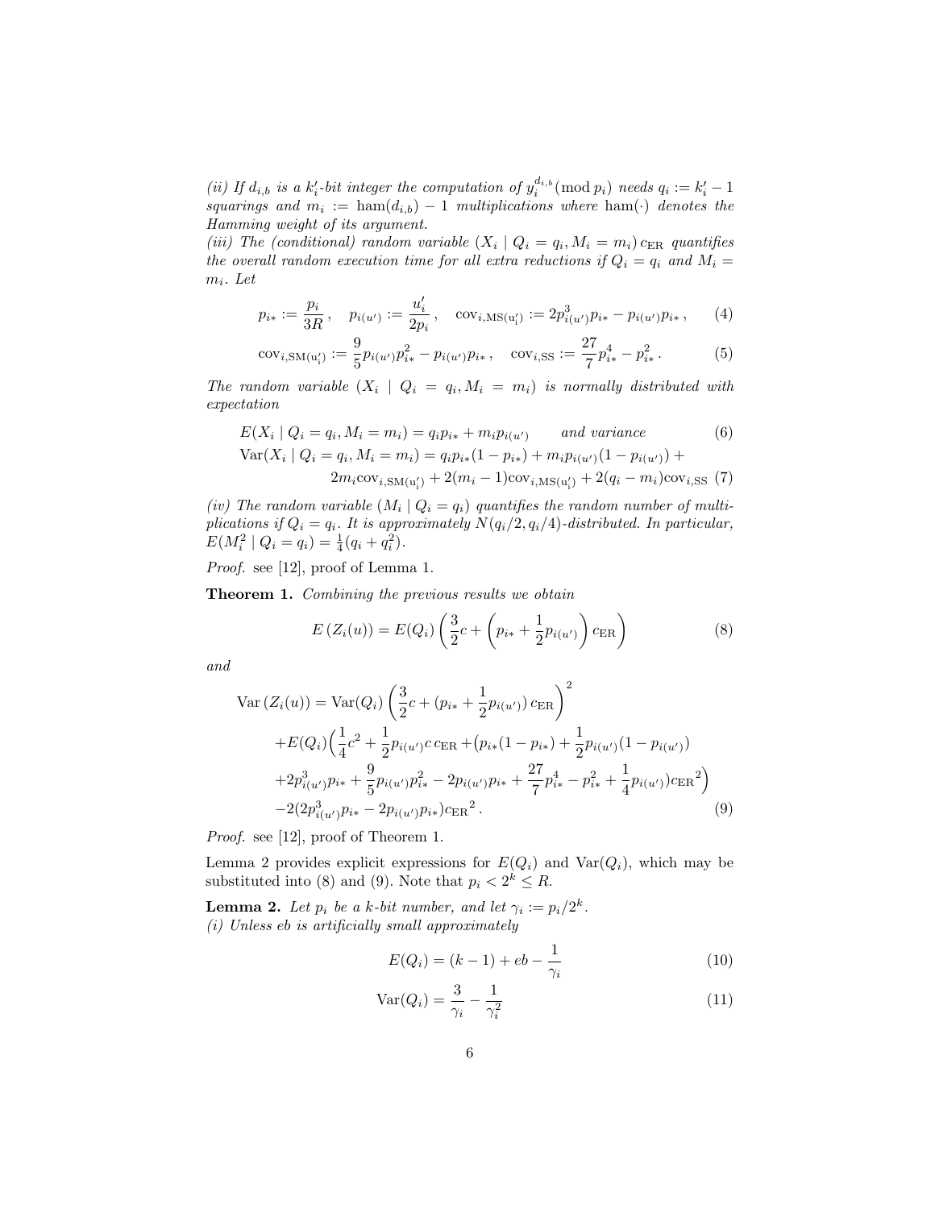*(ii) If $d_{i,b}$ is a $k_i'$-bit integer the computation of $y_i^{d_{i,b}} (\bmod\, p_i)$ needs $q_i := k_i' - 1$ squarings and $m_i := \operatorname{ham}(d_{i,b}) - 1$ multiplications where $\operatorname{ham}(\cdot)$ denotes the Hamming weight of its argument.*

*(iii) The (conditional) random variable $(X_i \mid Q_i = q_i, M_i = m_i)\, c_{\mathrm{ER}}$ quantifies the overall random execution time for all extra reductions if $Q_i = q_i$ and $M_i = m_i$. Let*

$$p_{i*} := \frac{p_i}{3R}\,, \quad p_{i(u')} := \frac{u_i'}{2p_i}\,, \quad \mathrm{cov}_{i,\mathrm{MS}(\mathrm{u}_i')} := 2p_{i(u')}^3 p_{i*} - p_{i(u')} p_{i*}\,, \tag{4}$$

$$\mathrm{cov}_{i,\mathrm{SM}(\mathrm{u}_i')} := \frac{9}{5} p_{i(u')} p_{i*}^2 - p_{i(u')} p_{i*}\,, \quad \mathrm{cov}_{i,\mathrm{SS}} := \frac{27}{7} p_{i*}^4 - p_{i*}^2\,. \tag{5}$$

*The random variable $(X_i \mid Q_i = q_i, M_i = m_i)$ is normally distributed with expectation*

$$E(X_i \mid Q_i = q_i, M_i = m_i) = q_i p_{i*} + m_i p_{i(u')} \qquad \textit{and variance} \tag{6}$$

$$\mathrm{Var}(X_i \mid Q_i = q_i, M_i = m_i) = q_i p_{i*}(1 - p_{i*}) + m_i p_{i(u')}(1 - p_{i(u')}) + 2 m_i \mathrm{cov}_{i,\mathrm{SM}(\mathrm{u}_i')} + 2(m_i - 1)\mathrm{cov}_{i,\mathrm{MS}(\mathrm{u}_i')} + 2(q_i - m_i)\mathrm{cov}_{i,\mathrm{SS}} \tag{7}$$

*(iv) The random variable $(M_i \mid Q_i = q_i)$ quantifies the random number of multiplications if $Q_i = q_i$. It is approximately $N(q_i/2, q_i/4)$-distributed. In particular, $E(M_i^2 \mid Q_i = q_i) = \frac{1}{4}(q_i + q_i^2)$.*

*Proof.* see [12], proof of Lemma 1.

**Theorem 1.** *Combining the previous results we obtain*

$$E\left(Z_i(u)\right) = E(Q_i)\left(\frac{3}{2}c + \left(p_{i*} + \frac{1}{2}p_{i(u')}\right) c_{\mathrm{ER}}\right) \tag{8}$$

*and*

$$\begin{aligned}
\mathrm{Var}\left(Z_i(u)\right) = {} & \mathrm{Var}(Q_i)\left(\frac{3}{2}c + (p_{i*} + \frac{1}{2}p_{i(u')})\, c_{\mathrm{ER}}\right)^2 \\
& + E(Q_i)\Big(\frac{1}{4}c^2 + \frac{1}{2}p_{i(u')} c\, c_{\mathrm{ER}} + \big(p_{i*}(1 - p_{i*}) + \frac{1}{2}p_{i(u')}(1 - p_{i(u')}) \\
& + 2p_{i(u')}^3 p_{i*} + \frac{9}{5}p_{i(u')} p_{i*}^2 - 2p_{i(u')} p_{i*} + \frac{27}{7}p_{i*}^4 - p_{i*}^2 + \frac{1}{4}p_{i(u')}\big) c_{\mathrm{ER}}{}^2\Big) \\
& - 2(2p_{i(u')}^3 p_{i*} - 2p_{i(u')} p_{i*}) c_{\mathrm{ER}}{}^2\,.
\end{aligned} \tag{9}$$

*Proof.* see [12], proof of Theorem 1.

Lemma 2 provides explicit expressions for $E(Q_i)$ and $\mathrm{Var}(Q_i)$, which may be substituted into (8) and (9). Note that $p_i < 2^k \leq R$.

**Lemma 2.** *Let $p_i$ be a $k$-bit number, and let $\gamma_i := p_i/2^k$.*
*(i) Unless $eb$ is artificially small approximately*

$$E(Q_i) = (k - 1) + eb - \frac{1}{\gamma_i} \tag{10}$$

$$\mathrm{Var}(Q_i) = \frac{3}{\gamma_i} - \frac{1}{\gamma_i^2} \tag{11}$$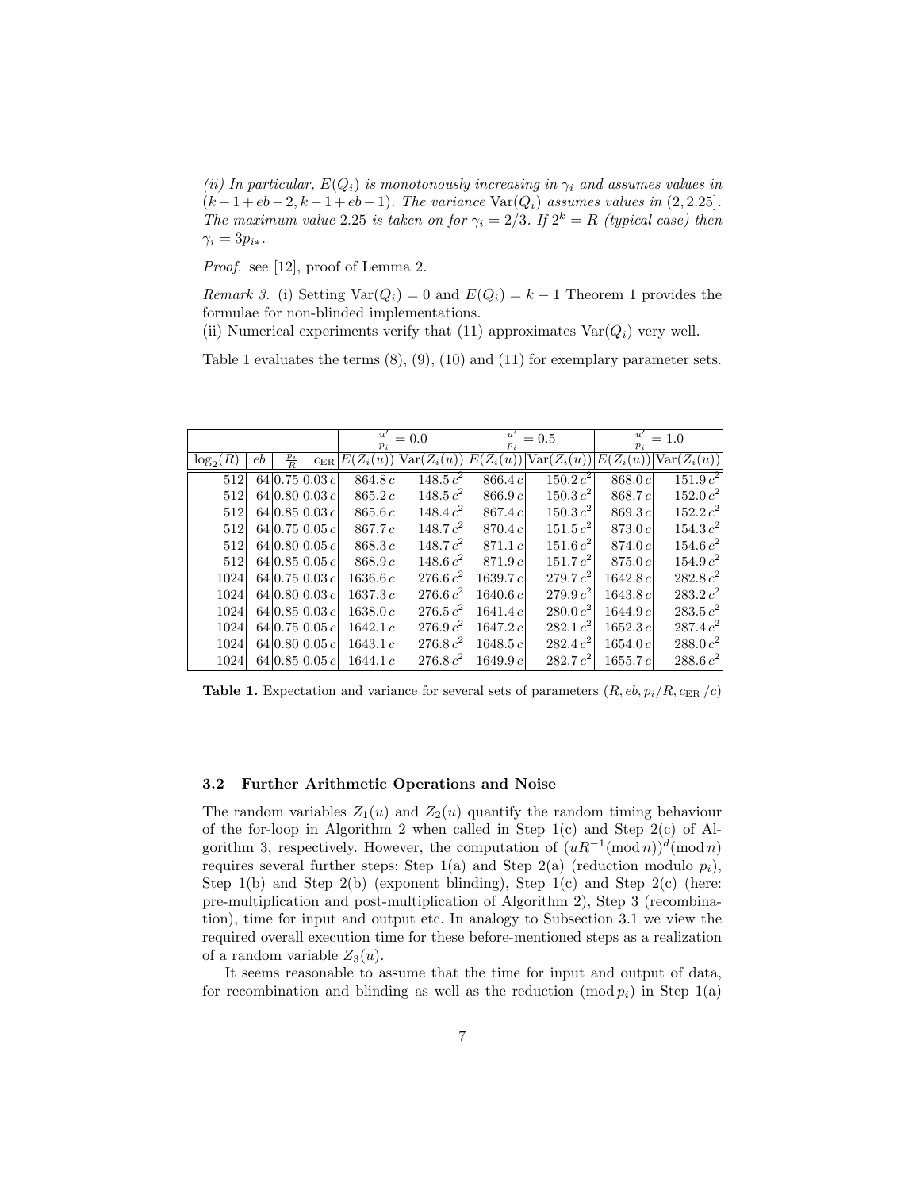*(ii) In particular, $E(Q_i)$ is monotonously increasing in $\gamma_i$ and assumes values in $(k-1+eb-2, k-1+eb-1)$. The variance $\mathrm{Var}(Q_i)$ assumes values in $(2, 2.25]$. The maximum value 2.25 is taken on for $\gamma_i = 2/3$. If $2^k = R$ (typical case) then $\gamma_i = 3p_{i*}$.*

*Proof.* see [12], proof of Lemma 2.

*Remark 3.* (i) Setting $\mathrm{Var}(Q_i) = 0$ and $E(Q_i) = k-1$ Theorem 1 provides the formulae for non-blinded implementations.
(ii) Numerical experiments verify that (11) approximates $\mathrm{Var}(Q_i)$ very well.

Table 1 evaluates the terms (8), (9), (10) and (11) for exemplary parameter sets.

| | | | | $\frac{u'}{p_i} = 0.0$ | | $\frac{u'}{p_i} = 0.5$ | | $\frac{u'}{p_i} = 1.0$ | |
|---|---|---|---|---|---|---|---|---|---|
| $\log_2(R)$ | $eb$ | $\frac{p_i}{R}$ | $c_{\mathrm{ER}}$ | $E(Z_i(u))$ | $\mathrm{Var}(Z_i(u))$ | $E(Z_i(u))$ | $\mathrm{Var}(Z_i(u))$ | $E(Z_i(u))$ | $\mathrm{Var}(Z_i(u))$ |
| 512 | 64 | 0.75 | $0.03\,c$ | $864.8\,c$ | $148.5\,c^2$ | $866.4\,c$ | $150.2\,c^2$ | $868.0\,c$ | $151.9\,c^2$ |
| 512 | 64 | 0.80 | $0.03\,c$ | $865.2\,c$ | $148.5\,c^2$ | $866.9\,c$ | $150.3\,c^2$ | $868.7\,c$ | $152.0\,c^2$ |
| 512 | 64 | 0.85 | $0.03\,c$ | $865.6\,c$ | $148.4\,c^2$ | $867.4\,c$ | $150.3\,c^2$ | $869.3\,c$ | $152.2\,c^2$ |
| 512 | 64 | 0.75 | $0.05\,c$ | $867.7\,c$ | $148.7\,c^2$ | $870.4\,c$ | $151.5\,c^2$ | $873.0\,c$ | $154.3\,c^2$ |
| 512 | 64 | 0.80 | $0.05\,c$ | $868.3\,c$ | $148.7\,c^2$ | $871.1\,c$ | $151.6\,c^2$ | $874.0\,c$ | $154.6\,c^2$ |
| 512 | 64 | 0.85 | $0.05\,c$ | $868.9\,c$ | $148.6\,c^2$ | $871.9\,c$ | $151.7\,c^2$ | $875.0\,c$ | $154.9\,c^2$ |
| 1024 | 64 | 0.75 | $0.03\,c$ | $1636.6\,c$ | $276.6\,c^2$ | $1639.7\,c$ | $279.7\,c^2$ | $1642.8\,c$ | $282.8\,c^2$ |
| 1024 | 64 | 0.80 | $0.03\,c$ | $1637.3\,c$ | $276.6\,c^2$ | $1640.6\,c$ | $279.9\,c^2$ | $1643.8\,c$ | $283.2\,c^2$ |
| 1024 | 64 | 0.85 | $0.03\,c$ | $1638.0\,c$ | $276.5\,c^2$ | $1641.4\,c$ | $280.0\,c^2$ | $1644.9\,c$ | $283.5\,c^2$ |
| 1024 | 64 | 0.75 | $0.05\,c$ | $1642.1\,c$ | $276.9\,c^2$ | $1647.2\,c$ | $282.1\,c^2$ | $1652.3\,c$ | $287.4\,c^2$ |
| 1024 | 64 | 0.80 | $0.05\,c$ | $1643.1\,c$ | $276.8\,c^2$ | $1648.5\,c$ | $282.4\,c^2$ | $1654.0\,c$ | $288.0\,c^2$ |
| 1024 | 64 | 0.85 | $0.05\,c$ | $1644.1\,c$ | $276.8\,c^2$ | $1649.9\,c$ | $282.7\,c^2$ | $1655.7\,c$ | $288.6\,c^2$ |

**Table 1.** Expectation and variance for several sets of parameters $(R, eb, p_i/R, c_{\mathrm{ER}}/c)$

### 3.2 Further Arithmetic Operations and Noise

The random variables $Z_1(u)$ and $Z_2(u)$ quantify the random timing behaviour of the for-loop in Algorithm 2 when called in Step 1(c) and Step 2(c) of Algorithm 3, respectively. However, the computation of $(uR^{-1}(\mathrm{mod}\,n))^d(\mathrm{mod}\,n)$ requires several further steps: Step 1(a) and Step 2(a) (reduction modulo $p_i$), Step 1(b) and Step 2(b) (exponent blinding), Step 1(c) and Step 2(c) (here: pre-multiplication and post-multiplication of Algorithm 2), Step 3 (recombination), time for input and output etc. In analogy to Subsection 3.1 we view the required overall execution time for these before-mentioned steps as a realization of a random variable $Z_3(u)$.

It seems reasonable to assume that the time for input and output of data, for recombination and blinding as well as the reduction $(\mathrm{mod}\,p_i)$ in Step 1(a)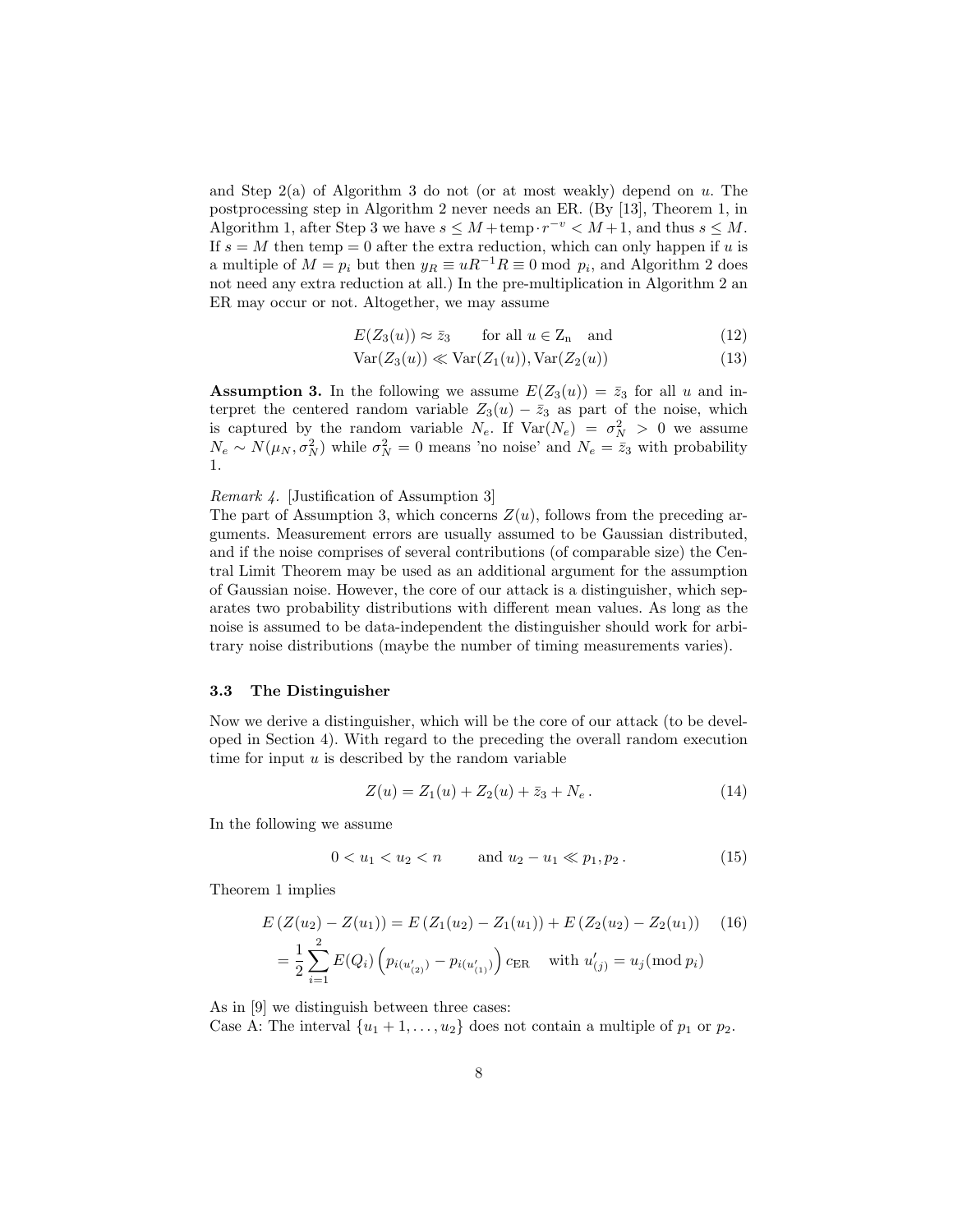and Step 2(a) of Algorithm 3 do not (or at most weakly) depend on $u$. The postprocessing step in Algorithm 2 never needs an ER. (By [13], Theorem 1, in Algorithm 1, after Step 3 we have $s \leq M + \mathrm{temp} \cdot r^{-v} < M+1$, and thus $s \leq M$. If $s = M$ then temp $= 0$ after the extra reduction, which can only happen if $u$ is a multiple of $M = p_i$ but then $y_R \equiv uR^{-1}R \equiv 0 \bmod p_i$, and Algorithm 2 does not need any extra reduction at all.) In the pre-multiplication in Algorithm 2 an ER may occur or not. Altogether, we may assume

$$E(Z_3(u)) \approx \bar{z}_3 \qquad \text{for all } u \in \mathrm{Z_n} \quad \text{and} \tag{12}$$

$$\mathrm{Var}(Z_3(u)) \ll \mathrm{Var}(Z_1(u)), \mathrm{Var}(Z_2(u)) \tag{13}$$

**Assumption 3.** In the following we assume $E(Z_3(u)) = \bar{z}_3$ for all $u$ and interpret the centered random variable $Z_3(u) - \bar{z}_3$ as part of the noise, which is captured by the random variable $N_e$. If $\mathrm{Var}(N_e) = \sigma_N^2 > 0$ we assume $N_e \sim N(\mu_N, \sigma_N^2)$ while $\sigma_N^2 = 0$ means 'no noise' and $N_e = \bar{z}_3$ with probability 1.

*Remark 4.* [Justification of Assumption 3]
The part of Assumption 3, which concerns $Z(u)$, follows from the preceding arguments. Measurement errors are usually assumed to be Gaussian distributed, and if the noise comprises of several contributions (of comparable size) the Central Limit Theorem may be used as an additional argument for the assumption of Gaussian noise. However, the core of our attack is a distinguisher, which separates two probability distributions with different mean values. As long as the noise is assumed to be data-independent the distinguisher should work for arbitrary noise distributions (maybe the number of timing measurements varies).

### 3.3 The Distinguisher

Now we derive a distinguisher, which will be the core of our attack (to be developed in Section 4). With regard to the preceding the overall random execution time for input $u$ is described by the random variable

$$Z(u) = Z_1(u) + Z_2(u) + \bar{z}_3 + N_e\,. \tag{14}$$

In the following we assume

$$0 < u_1 < u_2 < n \qquad \text{and } u_2 - u_1 \ll p_1, p_2\,. \tag{15}$$

Theorem 1 implies

$$E\left(Z(u_2) - Z(u_1)\right) = E\left(Z_1(u_2) - Z_1(u_1)\right) + E\left(Z_2(u_2) - Z_2(u_1)\right) \tag{16}$$

$$= \frac{1}{2}\sum_{i=1}^{2} E(Q_i)\left(p_{i(u'_{(2)})} - p_{i(u'_{(1)})}\right) c_{\mathrm{ER}} \quad \text{with } u'_{(j)} = u_j (\bmod p_i)$$

As in [9] we distinguish between three cases:
Case A: The interval $\{u_1 + 1, \ldots, u_2\}$ does not contain a multiple of $p_1$ or $p_2$.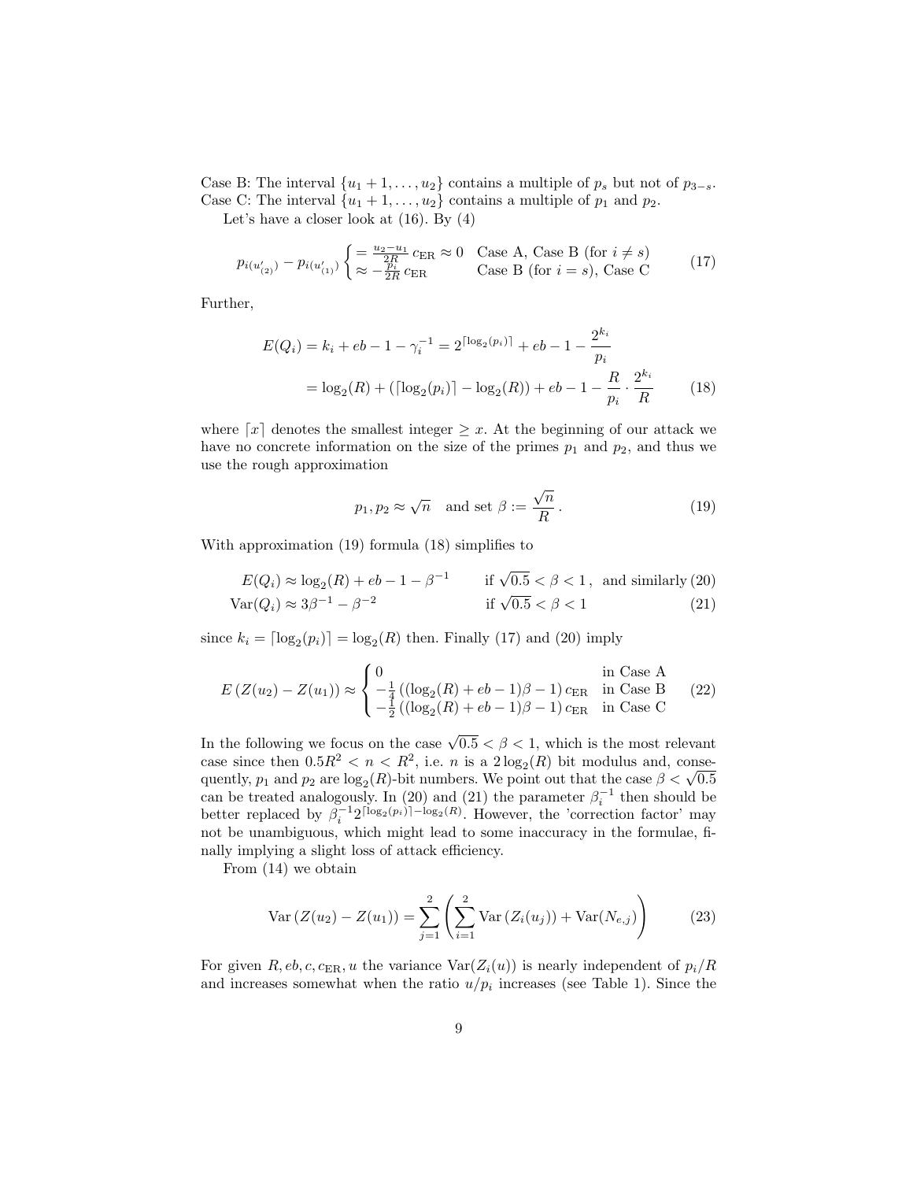Case B: The interval $\{u_1+1,\ldots,u_2\}$ contains a multiple of $p_s$ but not of $p_{3-s}$.
Case C: The interval $\{u_1+1,\ldots,u_2\}$ contains a multiple of $p_1$ and $p_2$.

Let's have a closer look at (16). By (4)

$$p_{i(u'_{(2)})} - p_{i(u'_{(1)})} \begin{cases} = \frac{u_2-u_1}{2R}\, c_{\mathrm{ER}} \approx 0 & \text{Case A, Case B (for } i \neq s) \\ \approx -\frac{p_i}{2R}\, c_{\mathrm{ER}} & \text{Case B (for } i = s\text{), Case C} \end{cases} \tag{17}$$

Further,

$$\begin{aligned} E(Q_i) &= k_i + eb - 1 - \gamma_i^{-1} = 2^{\lceil \log_2(p_i) \rceil} + eb - 1 - \frac{2^{k_i}}{p_i} \\ &= \log_2(R) + (\lceil \log_2(p_i) \rceil - \log_2(R)) + eb - 1 - \frac{R}{p_i} \cdot \frac{2^{k_i}}{R} \end{aligned} \tag{18}$$

where $\lceil x \rceil$ denotes the smallest integer $\geq x$. At the beginning of our attack we have no concrete information on the size of the primes $p_1$ and $p_2$, and thus we use the rough approximation

$$p_1, p_2 \approx \sqrt{n} \quad \text{and set } \beta := \frac{\sqrt{n}}{R}\,. \tag{19}$$

With approximation (19) formula (18) simplifies to

$$E(Q_i) \approx \log_2(R) + eb - 1 - \beta^{-1} \qquad \text{if } \sqrt{0.5} < \beta < 1\,, \text{ and similarly} \tag{20}$$

$$\mathrm{Var}(Q_i) \approx 3\beta^{-1} - \beta^{-2} \qquad \text{if } \sqrt{0.5} < \beta < 1 \tag{21}$$

since $k_i = \lceil \log_2(p_i) \rceil = \log_2(R)$ then. Finally (17) and (20) imply

$$E\left(Z(u_2) - Z(u_1)\right) \approx \begin{cases} 0 & \text{in Case A} \\ -\frac{1}{4}\left((\log_2(R) + eb - 1)\beta - 1\right) c_{\mathrm{ER}} & \text{in Case B} \\ -\frac{1}{2}\left((\log_2(R) + eb - 1)\beta - 1\right) c_{\mathrm{ER}} & \text{in Case C} \end{cases} \tag{22}$$

In the following we focus on the case $\sqrt{0.5} < \beta < 1$, which is the most relevant case since then $0.5R^2 < n < R^2$, i.e. $n$ is a $2\log_2(R)$ bit modulus and, consequently, $p_1$ and $p_2$ are $\log_2(R)$-bit numbers. We point out that the case $\beta < \sqrt{0.5}$ can be treated analogously. In (20) and (21) the parameter $\beta_i^{-1}$ then should be better replaced by $\beta_i^{-1} 2^{\lceil \log_2(p_i) \rceil - \log_2(R)}$. However, the 'correction factor' may not be unambiguous, which might lead to some inaccuracy in the formulae, finally implying a slight loss of attack efficiency.

From (14) we obtain

$$\mathrm{Var}\left(Z(u_2) - Z(u_1)\right) = \sum_{j=1}^{2} \left( \sum_{i=1}^{2} \mathrm{Var}\left(Z_i(u_j)\right) + \mathrm{Var}(N_{e,j}) \right) \tag{23}$$

For given $R, eb, c, c_{\mathrm{ER}}, u$ the variance $\mathrm{Var}(Z_i(u))$ is nearly independent of $p_i/R$ and increases somewhat when the ratio $u/p_i$ increases (see Table 1). Since the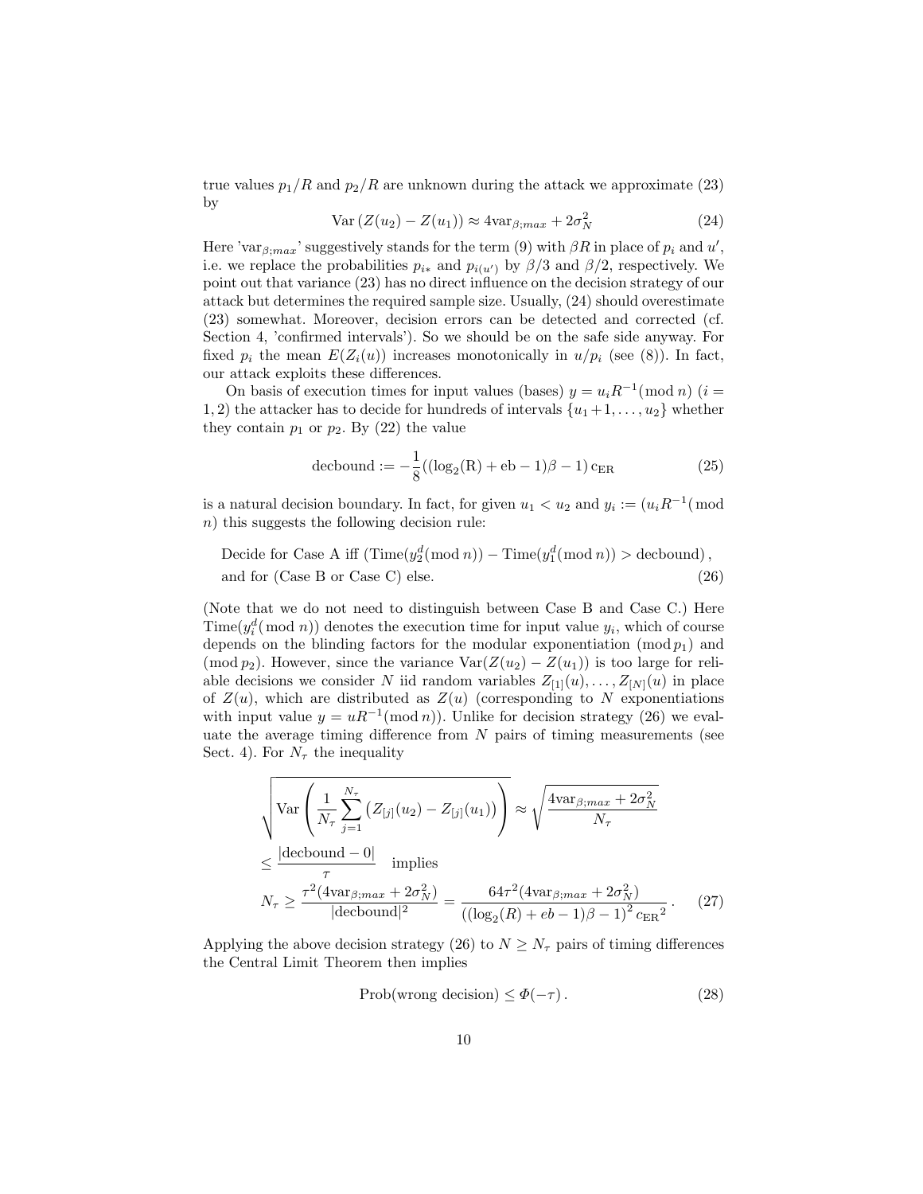true values $p_1/R$ and $p_2/R$ are unknown during the attack we approximate (23) by

$$\mathrm{Var}\left(Z(u_2) - Z(u_1)\right) \approx 4\mathrm{var}_{\beta;max} + 2\sigma_N^2 \tag{24}$$

Here '$\mathrm{var}_{\beta;max}$' suggestively stands for the term (9) with $\beta R$ in place of $p_i$ and $u'$, i.e. we replace the probabilities $p_{i*}$ and $p_{i(u')}$ by $\beta/3$ and $\beta/2$, respectively. We point out that variance (23) has no direct influence on the decision strategy of our attack but determines the required sample size. Usually, (24) should overestimate (23) somewhat. Moreover, decision errors can be detected and corrected (cf. Section 4, 'confirmed intervals'). So we should be on the safe side anyway. For fixed $p_i$ the mean $E(Z_i(u))$ increases monotonically in $u/p_i$ (see (8)). In fact, our attack exploits these differences.

On basis of execution times for input values (bases) $y = u_i R^{-1} (\bmod\, n)$ ($i = 1, 2$) the attacker has to decide for hundreds of intervals $\{u_1+1, \ldots, u_2\}$ whether they contain $p_1$ or $p_2$. By (22) the value

$$\mathrm{decbound} := -\frac{1}{8}((\log_2(\mathrm{R}) + \mathrm{eb} - 1)\beta - 1)\, \mathrm{c_{ER}} \tag{25}$$

is a natural decision boundary. In fact, for given $u_1 < u_2$ and $y_i := (u_i R^{-1} (\bmod\, n)$ this suggests the following decision rule:

$$\begin{aligned}&\text{Decide for Case A iff } (\mathrm{Time}(y_2^d (\bmod\, n)) - \mathrm{Time}(y_1^d (\bmod\, n)) > \mathrm{decbound})\,,\\ &\text{and for (Case B or Case C) else.}\end{aligned} \tag{26}$$

(Note that we do not need to distinguish between Case B and Case C.) Here $\mathrm{Time}(y_i^d (\bmod\, n))$ denotes the execution time for input value $y_i$, which of course depends on the blinding factors for the modular exponentiation $(\bmod\, p_1)$ and $(\bmod\, p_2)$. However, since the variance $\mathrm{Var}(Z(u_2) - Z(u_1))$ is too large for reliable decisions we consider $N$ iid random variables $Z_{[1]}(u), \ldots, Z_{[N]}(u)$ in place of $Z(u)$, which are distributed as $Z(u)$ (corresponding to $N$ exponentiations with input value $y = uR^{-1} (\bmod\, n)$). Unlike for decision strategy (26) we evaluate the average timing difference from $N$ pairs of timing measurements (see Sect. 4). For $N_\tau$ the inequality

$$\begin{aligned}&\sqrt{\mathrm{Var}\left(\frac{1}{N_\tau}\sum_{j=1}^{N_\tau}\left(Z_{[j]}(u_2) - Z_{[j]}(u_1)\right)\right)} \approx \sqrt{\frac{4\mathrm{var}_{\beta;max} + 2\sigma_N^2}{N_\tau}}\\ &\leq \frac{|\mathrm{decbound} - 0|}{\tau} \quad \text{implies}\\ &N_\tau \geq \frac{\tau^2 (4\mathrm{var}_{\beta;max} + 2\sigma_N^2)}{|\mathrm{decbound}|^2} = \frac{64\tau^2 (4\mathrm{var}_{\beta;max} + 2\sigma_N^2)}{\left((\log_2(R) + eb - 1)\beta - 1\right)^2 {c_{\mathrm{ER}}}^2}\,.\end{aligned} \tag{27}$$

Applying the above decision strategy (26) to $N \geq N_\tau$ pairs of timing differences the Central Limit Theorem then implies

$$\mathrm{Prob}(\text{wrong decision}) \leq \Phi(-\tau)\,. \tag{28}$$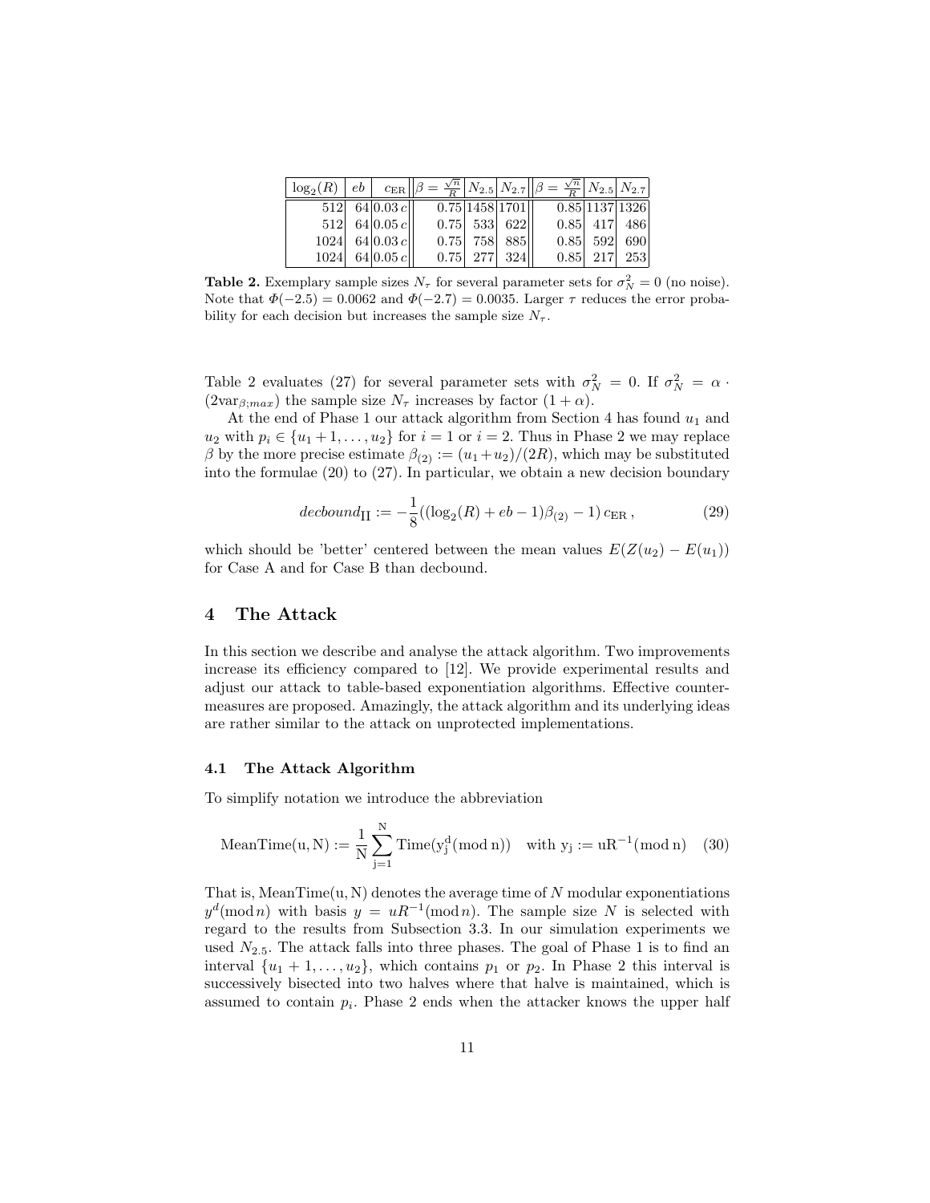| $\log_2(R)$ | $eb$ | $c_{\rm ER}$ | $\beta = \frac{\sqrt{n}}{R}$ | $N_{2.5}$ | $N_{2.7}$ | $\beta = \frac{\sqrt{n}}{R}$ | $N_{2.5}$ | $N_{2.7}$ |
|---|---|---|---|---|---|---|---|---|
| 512 | 64 | $0.03\,c$ | 0.75 | 1458 | 1701 | 0.85 | 1137 | 1326 |
| 512 | 64 | $0.05\,c$ | 0.75 | 533 | 622 | 0.85 | 417 | 486 |
| 1024 | 64 | $0.03\,c$ | 0.75 | 758 | 885 | 0.85 | 592 | 690 |
| 1024 | 64 | $0.05\,c$ | 0.75 | 277 | 324 | 0.85 | 217 | 253 |

**Table 2.** Exemplary sample sizes $N_\tau$ for several parameter sets for $\sigma_N^2 = 0$ (no noise). Note that $\Phi(-2.5) = 0.0062$ and $\Phi(-2.7) = 0.0035$. Larger $\tau$ reduces the error probability for each decision but increases the sample size $N_\tau$.

Table 2 evaluates (27) for several parameter sets with $\sigma_N^2 = 0$. If $\sigma_N^2 = \alpha \cdot (2\text{var}_{\beta;max})$ the sample size $N_\tau$ increases by factor $(1 + \alpha)$.

At the end of Phase 1 our attack algorithm from Section 4 has found $u_1$ and $u_2$ with $p_i \in \{u_1 + 1, \ldots, u_2\}$ for $i = 1$ or $i = 2$. Thus in Phase 2 we may replace $\beta$ by the more precise estimate $\beta_{(2)} := (u_1 + u_2)/(2R)$, which may be substituted into the formulae (20) to (27). In particular, we obtain a new decision boundary

$$decbound_{\rm II} := -\frac{1}{8}((\log_2(R) + eb - 1)\beta_{(2)} - 1)\, c_{\rm ER}\,, \tag{29}$$

which should be 'better' centered between the mean values $E(Z(u_2) - E(u_1))$ for Case A and for Case B than decbound.

## 4 The Attack

In this section we describe and analyse the attack algorithm. Two improvements increase its efficiency compared to [12]. We provide experimental results and adjust our attack to table-based exponentiation algorithms. Effective countermeasures are proposed. Amazingly, the attack algorithm and its underlying ideas are rather similar to the attack on unprotected implementations.

### 4.1 The Attack Algorithm

To simplify notation we introduce the abbreviation

$$\text{MeanTime}(\text{u}, \text{N}) := \frac{1}{\text{N}} \sum_{\text{j}=1}^{\text{N}} \text{Time}(\text{y}_\text{j}^\text{d}(\text{mod n})) \quad \text{with } \text{y}_\text{j} := \text{uR}^{-1}(\text{mod n}) \tag{30}$$

That is, $\text{MeanTime}(\text{u}, \text{N})$ denotes the average time of $N$ modular exponentiations $y^d(\text{mod}\, n)$ with basis $y = uR^{-1}(\text{mod}\, n)$. The sample size $N$ is selected with regard to the results from Subsection 3.3. In our simulation experiments we used $N_{2.5}$. The attack falls into three phases. The goal of Phase 1 is to find an interval $\{u_1 + 1, \ldots, u_2\}$, which contains $p_1$ or $p_2$. In Phase 2 this interval is successively bisected into two halves where that halve is maintained, which is assumed to contain $p_i$. Phase 2 ends when the attacker knows the upper half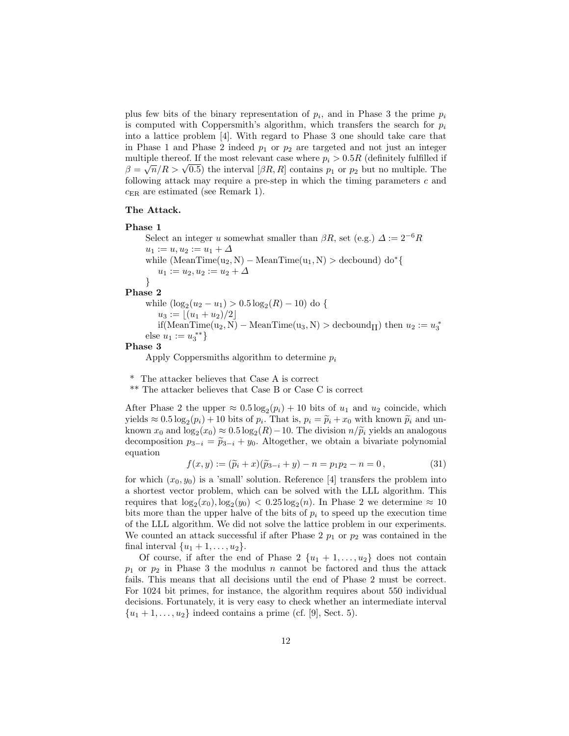plus few bits of the binary representation of $p_i$, and in Phase 3 the prime $p_i$ is computed with Coppersmith's algorithm, which transfers the search for $p_i$ into a lattice problem [4]. With regard to Phase 3 one should take care that in Phase 1 and Phase 2 indeed $p_1$ or $p_2$ are targeted and not just an integer multiple thereof. If the most relevant case where $p_i > 0.5R$ (definitely fulfilled if $\beta = \sqrt{n}/R > \sqrt{0.5}$) the interval $[\beta R, R]$ contains $p_1$ or $p_2$ but no multiple. The following attack may require a pre-step in which the timing parameters $c$ and $c_{\mathrm{ER}}$ are estimated (see Remark 1).

**The Attack.**

**Phase 1**

Select an integer $u$ somewhat smaller than $\beta R$, set (e.g.) $\Delta := 2^{-6}R$

$u_1 := u, u_2 := u_1 + \Delta$

while $(\mathrm{MeanTime}(u_2, N) - \mathrm{MeanTime}(u_1, N) > \mathrm{decbound})$ do* {

  $u_1 := u_2, u_2 := u_2 + \Delta$

}

**Phase 2**

while $(\log_2(u_2 - u_1) > 0.5\log_2(R) - 10)$ do {

  $u_3 := \lfloor (u_1 + u_2)/2 \rfloor$

  if$(\mathrm{MeanTime}(u_2, N) - \mathrm{MeanTime}(u_3, N) > \mathrm{decbound}_{\mathrm{II}})$ then $u_2 := u_3$*

else $u_1 := u_3$**}

**Phase 3**

Apply Coppersmiths algorithm to determine $p_i$

\* The attacker believes that Case A is correct

\*\* The attacker believes that Case B or Case C is correct

After Phase 2 the upper $\approx 0.5\log_2(p_i) + 10$ bits of $u_1$ and $u_2$ coincide, which yields $\approx 0.5\log_2(p_i) + 10$ bits of $p_i$. That is, $p_i = \widetilde{p}_i + x_0$ with known $\widetilde{p}_i$ and unknown $x_0$ and $\log_2(x_0) \approx 0.5\log_2(R) - 10$. The division $n/\widetilde{p}_i$ yields an analogous decomposition $p_{3-i} = \widetilde{p}_{3-i} + y_0$. Altogether, we obtain a bivariate polynomial equation

$$f(x, y) := (\widetilde{p}_i + x)(\widetilde{p}_{3-i} + y) - n = p_1 p_2 - n = 0\,, \tag{31}$$

for which $(x_0, y_0)$ is a 'small' solution. Reference [4] transfers the problem into a shortest vector problem, which can be solved with the LLL algorithm. This requires that $\log_2(x_0), \log_2(y_0) < 0.25\log_2(n)$. In Phase 2 we determine $\approx 10$ bits more than the upper halve of the bits of $p_i$ to speed up the execution time of the LLL algorithm. We did not solve the lattice problem in our experiments. We counted an attack successful if after Phase 2 $p_1$ or $p_2$ was contained in the final interval $\{u_1 + 1, \ldots, u_2\}$.

Of course, if after the end of Phase 2 $\{u_1 + 1, \ldots, u_2\}$ does not contain $p_1$ or $p_2$ in Phase 3 the modulus $n$ cannot be factored and thus the attack fails. This means that all decisions until the end of Phase 2 must be correct. For 1024 bit primes, for instance, the algorithm requires about 550 individual decisions. Fortunately, it is very easy to check whether an intermediate interval $\{u_1 + 1, \ldots, u_2\}$ indeed contains a prime (cf. [9], Sect. 5).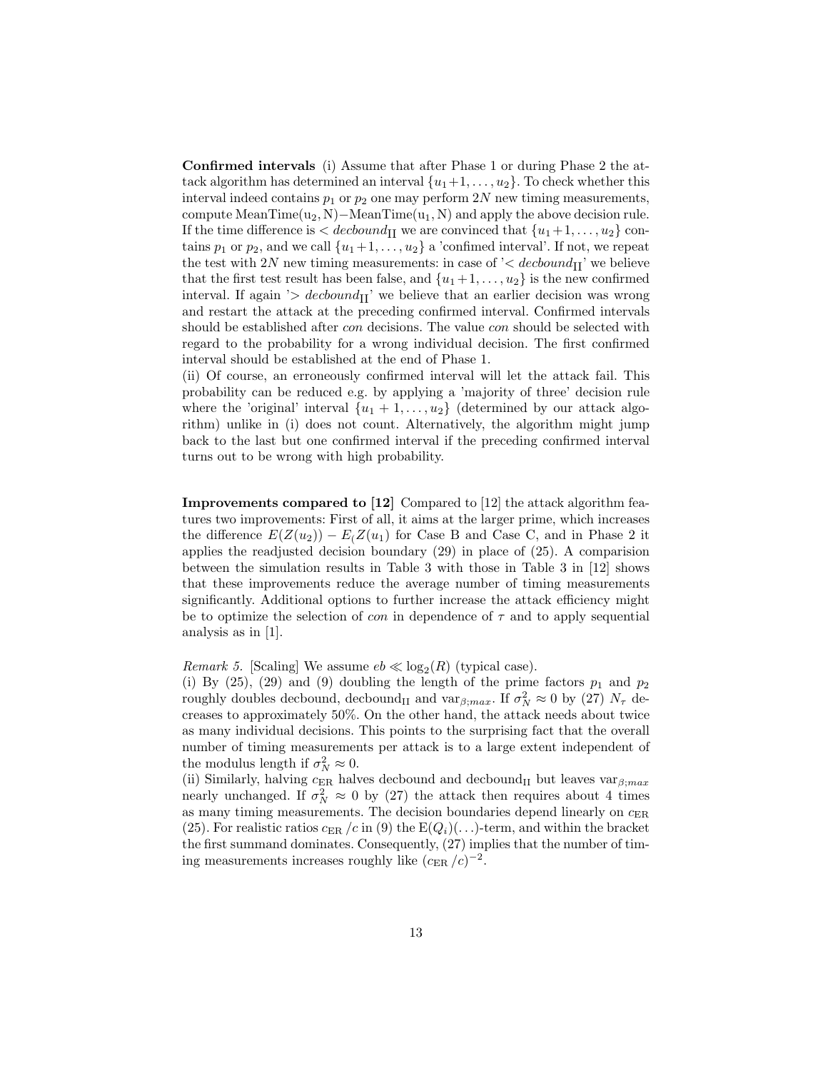**Confirmed intervals** (i) Assume that after Phase 1 or during Phase 2 the attack algorithm has determined an interval $\{u_1+1,\ldots,u_2\}$. To check whether this interval indeed contains $p_1$ or $p_2$ one may perform $2N$ new timing measurements, compute $\mathrm{MeanTime(u_2,N)}-\mathrm{MeanTime(u_1,N)}$ and apply the above decision rule. If the time difference is $< decbound_{\mathrm{II}}$ we are convinced that $\{u_1+1,\ldots,u_2\}$ contains $p_1$ or $p_2$, and we call $\{u_1+1,\ldots,u_2\}$ a 'confimed interval'. If not, we repeat the test with $2N$ new timing measurements: in case of '$< decbound_{\mathrm{II}}$' we believe that the first test result has been false, and $\{u_1+1,\ldots,u_2\}$ is the new confirmed interval. If again '$> decbound_{\mathrm{II}}$' we believe that an earlier decision was wrong and restart the attack at the preceding confirmed interval. Confirmed intervals should be established after *con* decisions. The value *con* should be selected with regard to the probability for a wrong individual decision. The first confirmed interval should be established at the end of Phase 1.
(ii) Of course, an erroneously confirmed interval will let the attack fail. This probability can be reduced e.g. by applying a 'majority of three' decision rule where the 'original' interval $\{u_1+1,\ldots,u_2\}$ (determined by our attack algorithm) unlike in (i) does not count. Alternatively, the algorithm might jump back to the last but one confirmed interval if the preceding confirmed interval turns out to be wrong with high probability.

**Improvements compared to [12]** Compared to [12] the attack algorithm features two improvements: First of all, it aims at the larger prime, which increases the difference $E(Z(u_2)) - E_(Z(u_1)$ for Case B and Case C, and in Phase 2 it applies the readjusted decision boundary (29) in place of (25). A comparision between the simulation results in Table 3 with those in Table 3 in [12] shows that these improvements reduce the average number of timing measurements significantly. Additional options to further increase the attack efficiency might be to optimize the selection of *con* in dependence of $\tau$ and to apply sequential analysis as in [1].

*Remark 5.* [Scaling] We assume $eb \ll \log_2(R)$ (typical case).
(i) By (25), (29) and (9) doubling the length of the prime factors $p_1$ and $p_2$ roughly doubles decbound, $\mathrm{decbound_{II}}$ and $\mathrm{var}_{\beta;max}$. If $\sigma_N^2 \approx 0$ by (27) $N_\tau$ decreases to approximately 50%. On the other hand, the attack needs about twice as many individual decisions. This points to the surprising fact that the overall number of timing measurements per attack is to a large extent independent of the modulus length if $\sigma_N^2 \approx 0$.
(ii) Similarly, halving $c_{\mathrm{ER}}$ halves decbound and $\mathrm{decbound_{II}}$ but leaves $\mathrm{var}_{\beta;max}$ nearly unchanged. If $\sigma_N^2 \approx 0$ by (27) the attack then requires about 4 times as many timing measurements. The decision boundaries depend linearly on $c_{\mathrm{ER}}$ (25). For realistic ratios $c_{\mathrm{ER}}/c$ in (9) the $\mathrm{E}(Q_i)(\ldots)$-term, and within the bracket the first summand dominates. Consequently, (27) implies that the number of timing measurements increases roughly like $(c_{\mathrm{ER}}/c)^{-2}$.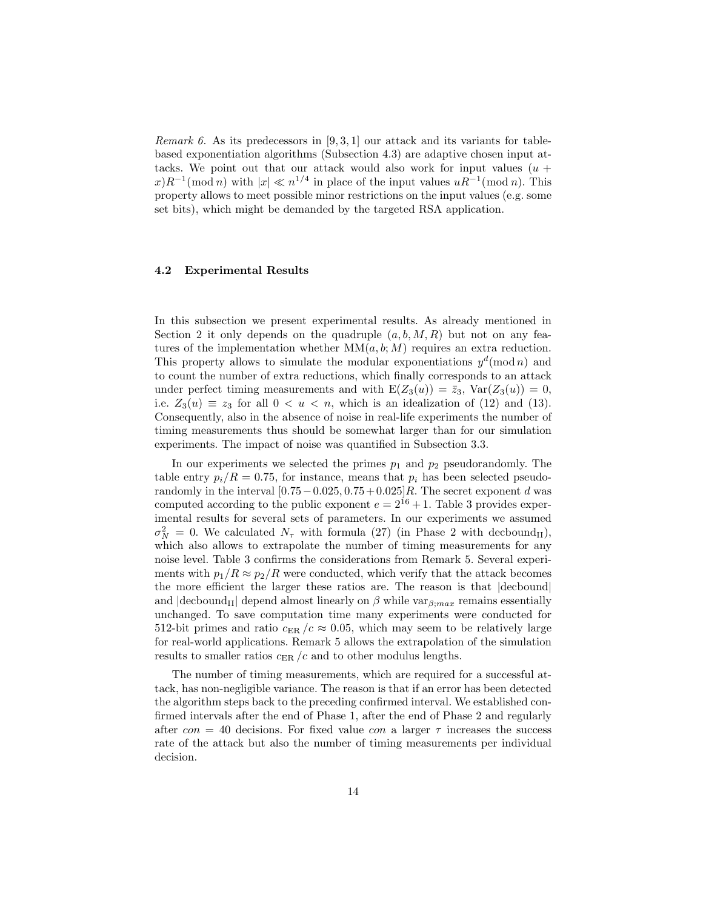*Remark 6.* As its predecessors in [9, 3, 1] our attack and its variants for table-based exponentiation algorithms (Subsection 4.3) are adaptive chosen input attacks. We point out that our attack would also work for input values $(u + x)R^{-1}(\bmod\, n)$ with $|x| \ll n^{1/4}$ in place of the input values $uR^{-1}(\bmod\, n)$. This property allows to meet possible minor restrictions on the input values (e.g. some set bits), which might be demanded by the targeted RSA application.

### 4.2 Experimental Results

In this subsection we present experimental results. As already mentioned in Section 2 it only depends on the quadruple $(a, b, M, R)$ but not on any features of the implementation whether $\mathrm{MM}(a, b; M)$ requires an extra reduction. This property allows to simulate the modular exponentiations $y^d(\bmod\, n)$ and to count the number of extra reductions, which finally corresponds to an attack under perfect timing measurements and with $\mathrm{E}(Z_3(u)) = \bar{z}_3$, $\mathrm{Var}(Z_3(u)) = 0$, i.e. $Z_3(u) \equiv z_3$ for all $0 < u < n$, which is an idealization of (12) and (13). Consequently, also in the absence of noise in real-life experiments the number of timing measurements thus should be somewhat larger than for our simulation experiments. The impact of noise was quantified in Subsection 3.3.

In our experiments we selected the primes $p_1$ and $p_2$ pseudorandomly. The table entry $p_i/R = 0.75$, for instance, means that $p_i$ has been selected pseudorandomly in the interval $[0.75 - 0.025, 0.75 + 0.025]R$. The secret exponent $d$ was computed according to the public exponent $e = 2^{16} + 1$. Table 3 provides experimental results for several sets of parameters. In our experiments we assumed $\sigma_N^2 = 0$. We calculated $N_\tau$ with formula (27) (in Phase 2 with $\mathrm{decbound_{II}}$), which also allows to extrapolate the number of timing measurements for any noise level. Table 3 confirms the considerations from Remark 5. Several experiments with $p_1/R \approx p_2/R$ were conducted, which verify that the attack becomes the more efficient the larger these ratios are. The reason is that $|\mathrm{decbound}|$ and $|\mathrm{decbound_{II}}|$ depend almost linearly on $\beta$ while $\mathrm{var}_{\beta;max}$ remains essentially unchanged. To save computation time many experiments were conducted for 512-bit primes and ratio $c_{\mathrm{ER}}/c \approx 0.05$, which may seem to be relatively large for real-world applications. Remark 5 allows the extrapolation of the simulation results to smaller ratios $c_{\mathrm{ER}}/c$ and to other modulus lengths.

The number of timing measurements, which are required for a successful attack, has non-negligible variance. The reason is that if an error has been detected the algorithm steps back to the preceding confirmed interval. We established confirmed intervals after the end of Phase 1, after the end of Phase 2 and regularly after $con = 40$ decisions. For fixed value $con$ a larger $\tau$ increases the success rate of the attack but also the number of timing measurements per individual decision.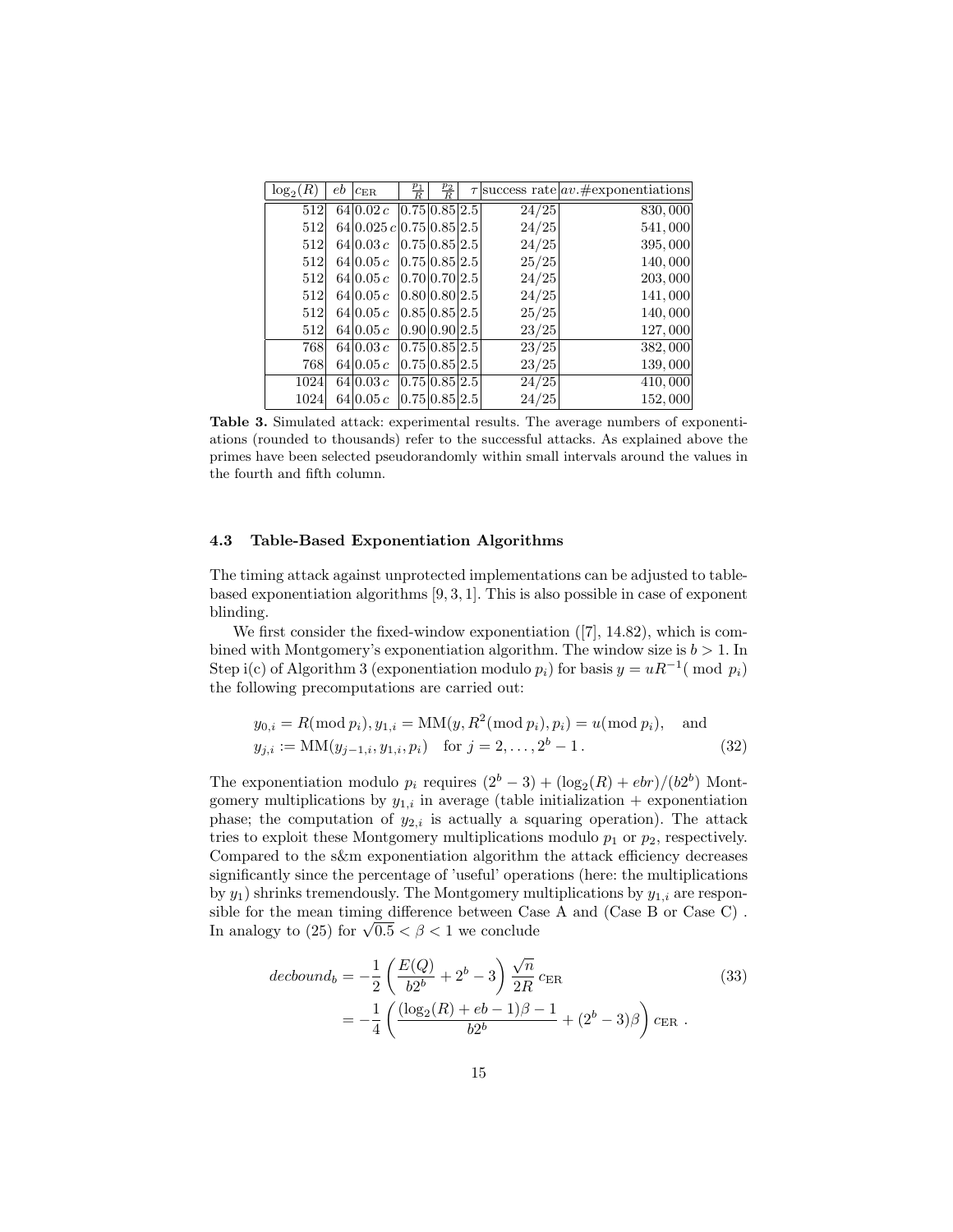| $\log_2(R)$ | $eb$ | $c_{\mathrm{ER}}$ | $\frac{p_1}{R}$ | $\frac{p_2}{R}$ | $\tau$ | success rate | $av.$#exponentiations |
|---|---|---|---|---|---|---|---|
| 512 | 64 | $0.02\,c$ | 0.75 | 0.85 | 2.5 | 24/25 | 830,000 |
| 512 | 64 | $0.025\,c$ | 0.75 | 0.85 | 2.5 | 24/25 | 541,000 |
| 512 | 64 | $0.03\,c$ | 0.75 | 0.85 | 2.5 | 24/25 | 395,000 |
| 512 | 64 | $0.05\,c$ | 0.75 | 0.85 | 2.5 | 25/25 | 140,000 |
| 512 | 64 | $0.05\,c$ | 0.70 | 0.70 | 2.5 | 24/25 | 203,000 |
| 512 | 64 | $0.05\,c$ | 0.80 | 0.80 | 2.5 | 24/25 | 141,000 |
| 512 | 64 | $0.05\,c$ | 0.85 | 0.85 | 2.5 | 25/25 | 140,000 |
| 512 | 64 | $0.05\,c$ | 0.90 | 0.90 | 2.5 | 23/25 | 127,000 |
| 768 | 64 | $0.03\,c$ | 0.75 | 0.85 | 2.5 | 23/25 | 382,000 |
| 768 | 64 | $0.05\,c$ | 0.75 | 0.85 | 2.5 | 23/25 | 139,000 |
| 1024 | 64 | $0.03\,c$ | 0.75 | 0.85 | 2.5 | 24/25 | 410,000 |
| 1024 | 64 | $0.05\,c$ | 0.75 | 0.85 | 2.5 | 24/25 | 152,000 |

**Table 3.** Simulated attack: experimental results. The average numbers of exponentiations (rounded to thousands) refer to the successful attacks. As explained above the primes have been selected pseudorandomly within small intervals around the values in the fourth and fifth column.

### 4.3 Table-Based Exponentiation Algorithms

The timing attack against unprotected implementations can be adjusted to table-based exponentiation algorithms [9, 3, 1]. This is also possible in case of exponent blinding.

We first consider the fixed-window exponentiation ([7], 14.82), which is combined with Montgomery's exponentiation algorithm. The window size is $b > 1$. In Step i(c) of Algorithm 3 (exponentiation modulo $p_i$) for basis $y = uR^{-1}(\bmod\ p_i)$ the following precomputations are carried out:

$$y_{0,i} = R(\bmod\, p_i), y_{1,i} = \mathrm{MM}(y, R^2(\bmod\, p_i), p_i) = u(\bmod\, p_i), \quad \text{and}$$
$$y_{j,i} := \mathrm{MM}(y_{j-1,i}, y_{1,i}, p_i) \quad \text{for } j = 2, \ldots, 2^b - 1\,. \tag{32}$$

The exponentiation modulo $p_i$ requires $(2^b - 3) + (\log_2(R) + ebr)/(b2^b)$ Montgomery multiplications by $y_{1,i}$ in average (table initialization + exponentiation phase; the computation of $y_{2,i}$ is actually a squaring operation). The attack tries to exploit these Montgomery multiplications modulo $p_1$ or $p_2$, respectively. Compared to the s&m exponentiation algorithm the attack efficiency decreases significantly since the percentage of 'useful' operations (here: the multiplications by $y_1$) shrinks tremendously. The Montgomery multiplications by $y_{1,i}$ are responsible for the mean timing difference between Case A and (Case B or Case C). In analogy to (25) for $\sqrt{0.5} < \beta < 1$ we conclude

$$\begin{aligned} decbound_b &= -\frac{1}{2}\left(\frac{E(Q)}{b2^b} + 2^b - 3\right)\frac{\sqrt{n}}{2R}\,c_{\mathrm{ER}} \\ &= -\frac{1}{4}\left(\frac{(\log_2(R) + eb - 1)\beta - 1}{b2^b} + (2^b - 3)\beta\right)c_{\mathrm{ER}}\ . \end{aligned} \tag{33}$$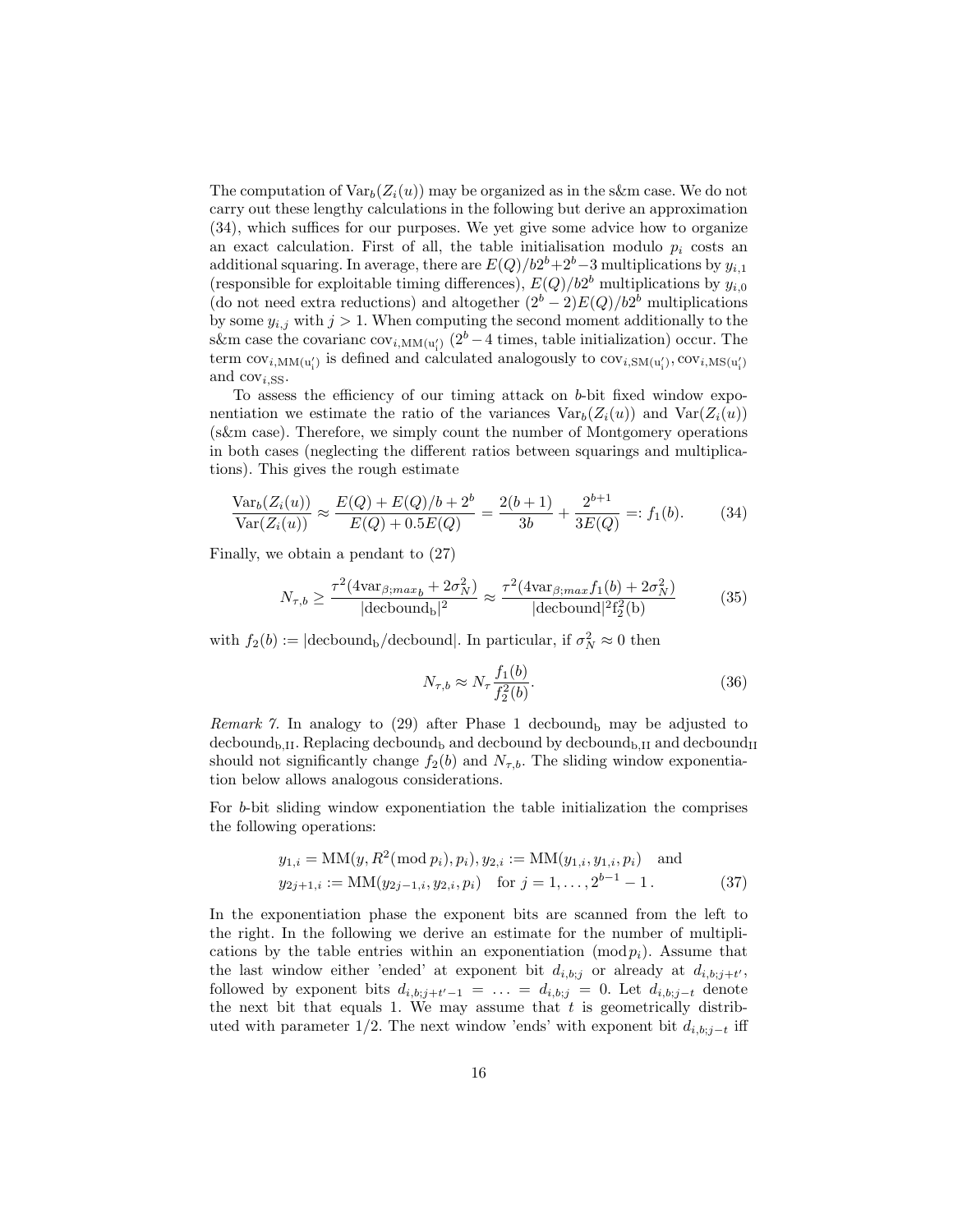The computation of $\mathrm{Var}_b(Z_i(u))$ may be organized as in the s&m case. We do not carry out these lengthy calculations in the following but derive an approximation (34), which suffices for our purposes. We yet give some advice how to organize an exact calculation. First of all, the table initialisation modulo $p_i$ costs an additional squaring. In average, there are $E(Q)/b2^b+2^b-3$ multiplications by $y_{i,1}$ (responsible for exploitable timing differences), $E(Q)/b2^b$ multiplications by $y_{i,0}$ (do not need extra reductions) and altogether $(2^b-2)E(Q)/b2^b$ multiplications by some $y_{i,j}$ with $j>1$. When computing the second moment additionally to the s&m case the covarianc $\mathrm{cov}_{i,\mathrm{MM}(\mathrm{u}'_i)}$ ($2^b-4$ times, table initialization) occur. The term $\mathrm{cov}_{i,\mathrm{MM}(\mathrm{u}'_i)}$ is defined and calculated analogously to $\mathrm{cov}_{i,\mathrm{SM}(\mathrm{u}'_i)}, \mathrm{cov}_{i,\mathrm{MS}(\mathrm{u}'_i)}$ and $\mathrm{cov}_{i,\mathrm{SS}}$.

To assess the efficiency of our timing attack on $b$-bit fixed window exponentiation we estimate the ratio of the variances $\mathrm{Var}_b(Z_i(u))$ and $\mathrm{Var}(Z_i(u))$ (s&m case). Therefore, we simply count the number of Montgomery operations in both cases (neglecting the different ratios between squarings and multiplications). This gives the rough estimate

$$\frac{\mathrm{Var}_b(Z_i(u))}{\mathrm{Var}(Z_i(u))} \approx \frac{E(Q)+E(Q)/b+2^b}{E(Q)+0.5E(Q)} = \frac{2(b+1)}{3b} + \frac{2^{b+1}}{3E(Q)} =: f_1(b). \tag{34}$$

Finally, we obtain a pendant to (27)

$$N_{\tau,b} \geq \frac{\tau^2(4\mathrm{var}_{\beta;max_b}+2\sigma_N^2)}{|\mathrm{decbound_b}|^2} \approx \frac{\tau^2(4\mathrm{var}_{\beta;max}f_1(b)+2\sigma_N^2)}{|\mathrm{decbound}|^2\mathrm{f}_2^2(\mathrm{b})} \tag{35}$$

with $f_2(b) := |\mathrm{decbound_b}/\mathrm{decbound}|$. In particular, if $\sigma_N^2 \approx 0$ then

$$N_{\tau,b} \approx N_\tau \frac{f_1(b)}{f_2^2(b)}. \tag{36}$$

*Remark 7.* In analogy to (29) after Phase 1 $\mathrm{decbound_b}$ may be adjusted to $\mathrm{decbound_{b,II}}$. Replacing $\mathrm{decbound_b}$ and $\mathrm{decbound}$ by $\mathrm{decbound_{b,II}}$ and $\mathrm{decbound_{II}}$ should not significantly change $f_2(b)$ and $N_{\tau,b}$. The sliding window exponentiation below allows analogous considerations.

For $b$-bit sliding window exponentiation the table initialization the comprises the following operations:

$$\begin{aligned} &y_{1,i} = \mathrm{MM}(y, R^2(\bmod p_i), p_i), y_{2,i} := \mathrm{MM}(y_{1,i}, y_{1,i}, p_i) \quad \text{and} \\ &y_{2j+1,i} := \mathrm{MM}(y_{2j-1,i}, y_{2,i}, p_i) \quad \text{for } j = 1, \ldots, 2^{b-1}-1\,. \end{aligned} \tag{37}$$

In the exponentiation phase the exponent bits are scanned from the left to the right. In the following we derive an estimate for the number of multiplications by the table entries within an exponentiation ($\bmod p_i$). Assume that the last window either 'ended' at exponent bit $d_{i,b;j}$ or already at $d_{i,b;j+t'}$, followed by exponent bits $d_{i,b;j+t'-1} = \ldots = d_{i,b;j} = 0$. Let $d_{i,b;j-t}$ denote the next bit that equals 1. We may assume that $t$ is geometrically distributed with parameter 1/2. The next window 'ends' with exponent bit $d_{i,b;j-t}$ iff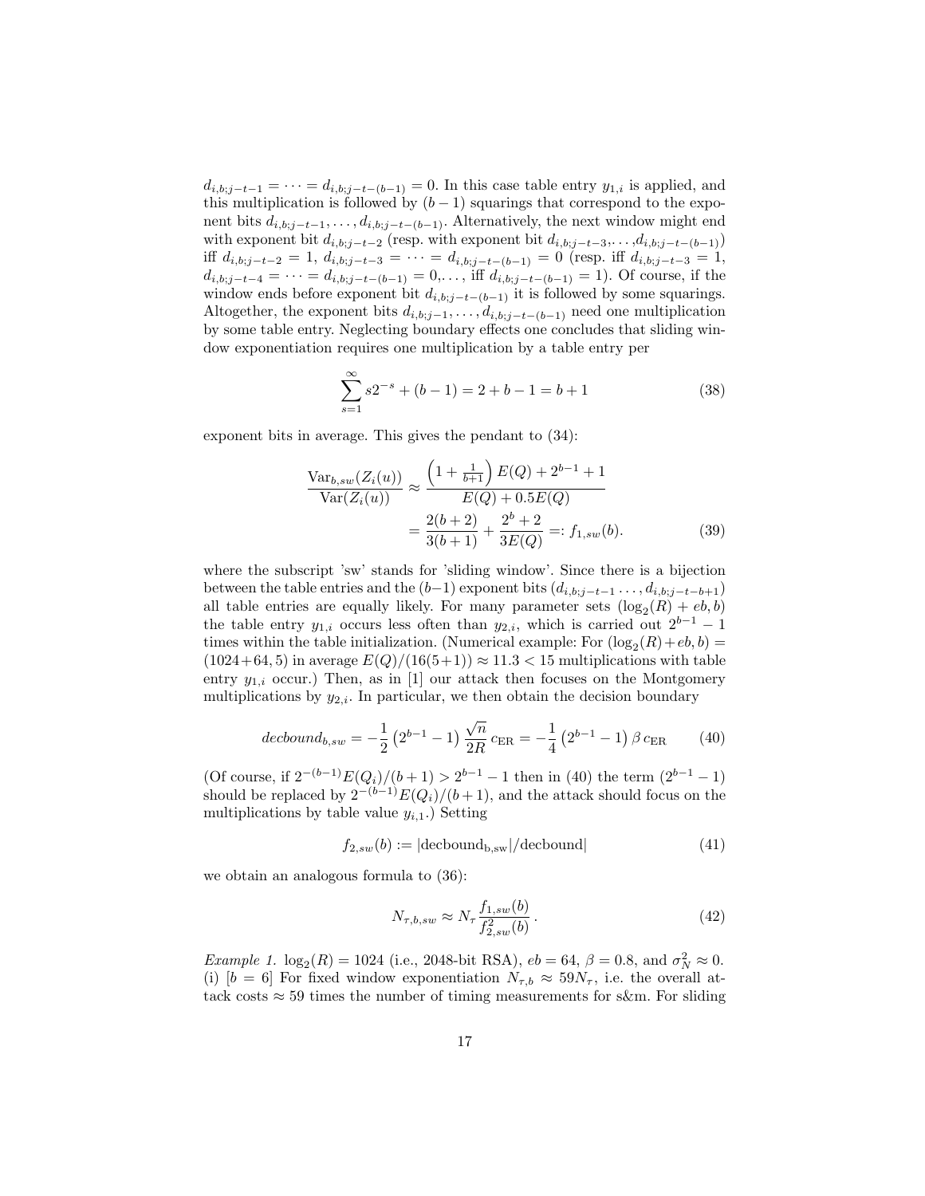$d_{i,b;j-t-1} = \cdots = d_{i,b;j-t-(b-1)} = 0$. In this case table entry $y_{1,i}$ is applied, and this multiplication is followed by $(b-1)$ squarings that correspond to the exponent bits $d_{i,b;j-t-1}, \ldots, d_{i,b;j-t-(b-1)}$. Alternatively, the next window might end with exponent bit $d_{i,b;j-t-2}$ (resp. with exponent bit $d_{i,b;j-t-3}, \ldots, d_{i,b;j-t-(b-1)}$) iff $d_{i,b;j-t-2} = 1$, $d_{i,b;j-t-3} = \cdots = d_{i,b;j-t-(b-1)} = 0$ (resp. iff $d_{i,b;j-t-3} = 1$, $d_{i,b;j-t-4} = \cdots = d_{i,b;j-t-(b-1)} = 0, \ldots$, iff $d_{i,b;j-t-(b-1)} = 1$). Of course, if the window ends before exponent bit $d_{i,b;j-t-(b-1)}$ it is followed by some squarings. Altogether, the exponent bits $d_{i,b;j-1}, \ldots, d_{i,b;j-t-(b-1)}$ need one multiplication by some table entry. Neglecting boundary effects one concludes that sliding window exponentiation requires one multiplication by a table entry per

$$\sum_{s=1}^{\infty} s2^{-s} + (b-1) = 2 + b - 1 = b + 1 \tag{38}$$

exponent bits in average. This gives the pendant to (34):

$$\frac{\mathrm{Var}_{b,sw}(Z_i(u))}{\mathrm{Var}(Z_i(u))} \approx \frac{\left(1 + \frac{1}{b+1}\right) E(Q) + 2^{b-1} + 1}{E(Q) + 0.5E(Q)}$$
$$= \frac{2(b+2)}{3(b+1)} + \frac{2^b + 2}{3E(Q)} =: f_{1,sw}(b). \tag{39}$$

where the subscript 'sw' stands for 'sliding window'. Since there is a bijection between the table entries and the $(b-1)$ exponent bits $(d_{i,b;j-t-1} \ldots, d_{i,b;j-t-b+1})$ all table entries are equally likely. For many parameter sets $(\log_2(R) + eb, b)$ the table entry $y_{1,i}$ occurs less often than $y_{2,i}$, which is carried out $2^{b-1} - 1$ times within the table initialization. (Numerical example: For $(\log_2(R) + eb, b) = (1024 + 64, 5)$ in average $E(Q)/(16(5+1)) \approx 11.3 < 15$ multiplications with table entry $y_{1,i}$ occur.) Then, as in [1] our attack then focuses on the Montgomery multiplications by $y_{2,i}$. In particular, we then obtain the decision boundary

$$decbound_{b,sw} = -\frac{1}{2}\left(2^{b-1} - 1\right) \frac{\sqrt{n}}{2R}\, c_{\mathrm{ER}} = -\frac{1}{4}\left(2^{b-1} - 1\right) \beta\, c_{\mathrm{ER}} \tag{40}$$

(Of course, if $2^{-(b-1)}E(Q_i)/(b+1) > 2^{b-1} - 1$ then in (40) the term $(2^{b-1} - 1)$ should be replaced by $2^{-(b-1)}E(Q_i)/(b+1)$, and the attack should focus on the multiplications by table value $y_{i,1}$.) Setting

$$f_{2,sw}(b) := |\mathrm{decbound_{b,sw}}|/\mathrm{decbound}| \tag{41}$$

we obtain an analogous formula to (36):

$$N_{\tau,b,sw} \approx N_\tau \frac{f_{1,sw}(b)}{f_{2,sw}^2(b)}\,. \tag{42}$$

*Example 1.* $\log_2(R) = 1024$ (i.e., 2048-bit RSA), $eb = 64$, $\beta = 0.8$, and $\sigma_N^2 \approx 0$. (i) [$b = 6$] For fixed window exponentiation $N_{\tau,b} \approx 59N_\tau$, i.e. the overall attack costs $\approx 59$ times the number of timing measurements for s&m. For sliding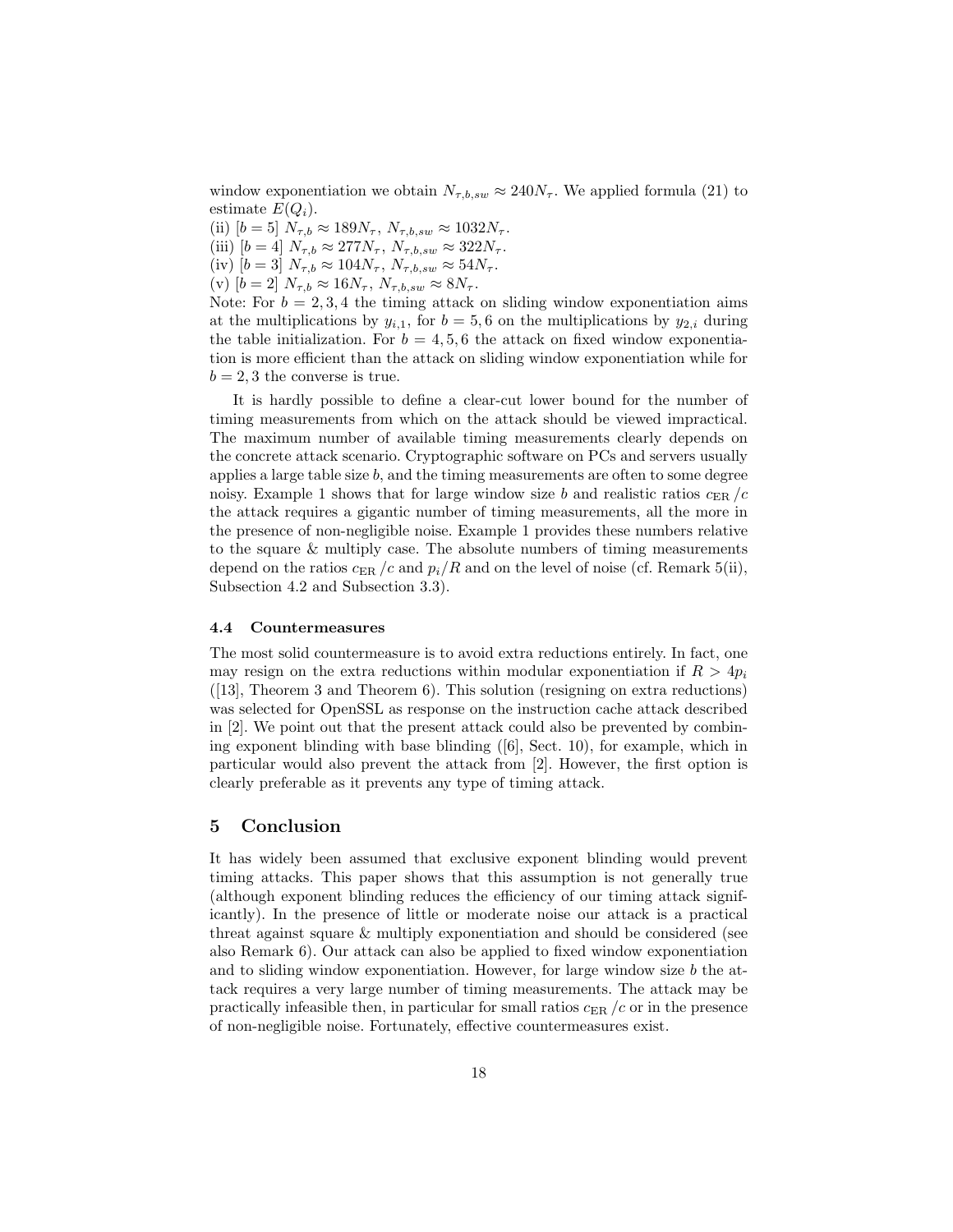window exponentiation we obtain $N_{\tau,b,sw} \approx 240 N_\tau$. We applied formula (21) to estimate $E(Q_i)$.

(ii) $[b = 5]$ $N_{\tau,b} \approx 189 N_\tau$, $N_{\tau,b,sw} \approx 1032 N_\tau$.

(iii) $[b = 4]$ $N_{\tau,b} \approx 277 N_\tau$, $N_{\tau,b,sw} \approx 322 N_\tau$.

(iv) $[b = 3]$ $N_{\tau,b} \approx 104 N_\tau$, $N_{\tau,b,sw} \approx 54 N_\tau$.

(v) $[b = 2]$ $N_{\tau,b} \approx 16 N_\tau$, $N_{\tau,b,sw} \approx 8 N_\tau$.

Note: For $b = 2, 3, 4$ the timing attack on sliding window exponentiation aims at the multiplications by $y_{i,1}$, for $b = 5, 6$ on the multiplications by $y_{2,i}$ during the table initialization. For $b = 4, 5, 6$ the attack on fixed window exponentiation is more efficient than the attack on sliding window exponentiation while for $b = 2, 3$ the converse is true.

It is hardly possible to define a clear-cut lower bound for the number of timing measurements from which on the attack should be viewed impractical. The maximum number of available timing measurements clearly depends on the concrete attack scenario. Cryptographic software on PCs and servers usually applies a large table size $b$, and the timing measurements are often to some degree noisy. Example 1 shows that for large window size $b$ and realistic ratios $c_{\mathrm{ER}}/c$ the attack requires a gigantic number of timing measurements, all the more in the presence of non-negligible noise. Example 1 provides these numbers relative to the square & multiply case. The absolute numbers of timing measurements depend on the ratios $c_{\mathrm{ER}}/c$ and $p_i/R$ and on the level of noise (cf. Remark 5(ii), Subsection 4.2 and Subsection 3.3).

### 4.4 Countermeasures

The most solid countermeasure is to avoid extra reductions entirely. In fact, one may resign on the extra reductions within modular exponentiation if $R > 4p_i$ ([13], Theorem 3 and Theorem 6). This solution (resigning on extra reductions) was selected for OpenSSL as response on the instruction cache attack described in [2]. We point out that the present attack could also be prevented by combining exponent blinding with base blinding ([6], Sect. 10), for example, which in particular would also prevent the attack from [2]. However, the first option is clearly preferable as it prevents any type of timing attack.

## 5 Conclusion

It has widely been assumed that exclusive exponent blinding would prevent timing attacks. This paper shows that this assumption is not generally true (although exponent blinding reduces the efficiency of our timing attack significantly). In the presence of little or moderate noise our attack is a practical threat against square & multiply exponentiation and should be considered (see also Remark 6). Our attack can also be applied to fixed window exponentiation and to sliding window exponentiation. However, for large window size $b$ the attack requires a very large number of timing measurements. The attack may be practically infeasible then, in particular for small ratios $c_{\mathrm{ER}}/c$ or in the presence of non-negligible noise. Fortunately, effective countermeasures exist.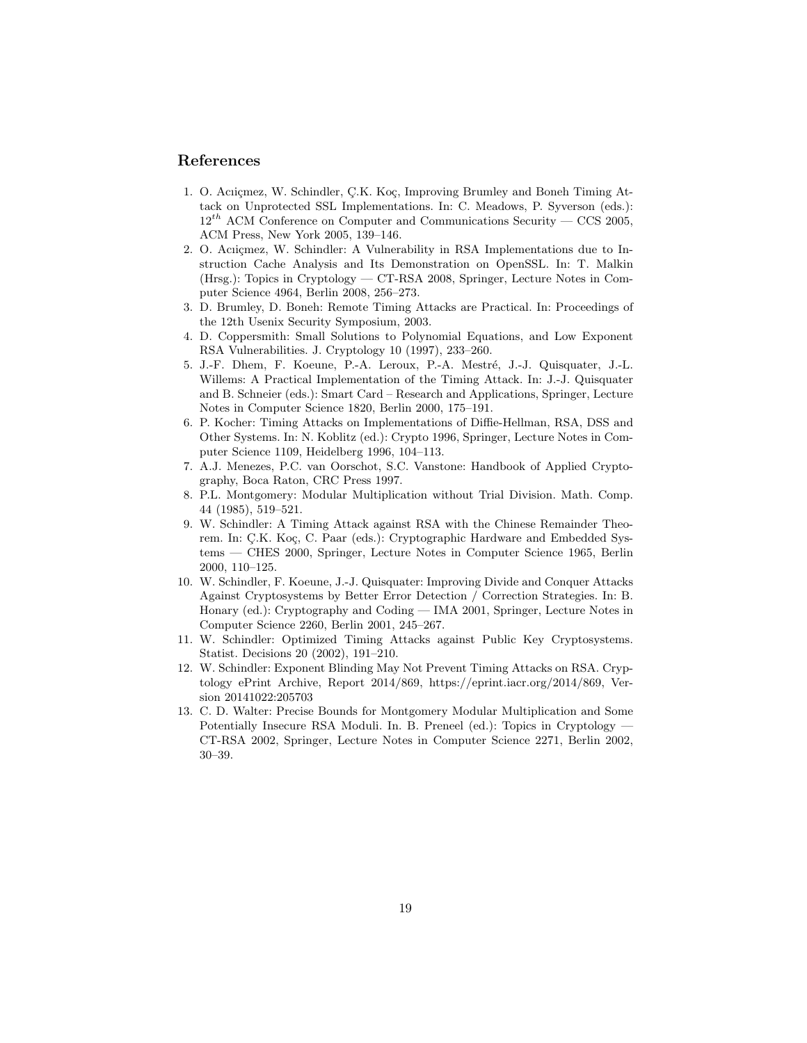## References

1. O. Acıiçmez, W. Schindler, Ç.K. Koç, Improving Brumley and Boneh Timing Attack on Unprotected SSL Implementations. In: C. Meadows, P. Syverson (eds.): $12^{th}$ ACM Conference on Computer and Communications Security — CCS 2005, ACM Press, New York 2005, 139–146.
2. O. Acıiçmez, W. Schindler: A Vulnerability in RSA Implementations due to Instruction Cache Analysis and Its Demonstration on OpenSSL. In: T. Malkin (Hrsg.): Topics in Cryptology — CT-RSA 2008, Springer, Lecture Notes in Computer Science 4964, Berlin 2008, 256–273.
3. D. Brumley, D. Boneh: Remote Timing Attacks are Practical. In: Proceedings of the 12th Usenix Security Symposium, 2003.
4. D. Coppersmith: Small Solutions to Polynomial Equations, and Low Exponent RSA Vulnerabilities. J. Cryptology 10 (1997), 233–260.
5. J.-F. Dhem, F. Koeune, P.-A. Leroux, P.-A. Mestré, J.-J. Quisquater, J.-L. Willems: A Practical Implementation of the Timing Attack. In: J.-J. Quisquater and B. Schneier (eds.): Smart Card – Research and Applications, Springer, Lecture Notes in Computer Science 1820, Berlin 2000, 175–191.
6. P. Kocher: Timing Attacks on Implementations of Diffie-Hellman, RSA, DSS and Other Systems. In: N. Koblitz (ed.): Crypto 1996, Springer, Lecture Notes in Computer Science 1109, Heidelberg 1996, 104–113.
7. A.J. Menezes, P.C. van Oorschot, S.C. Vanstone: Handbook of Applied Cryptography, Boca Raton, CRC Press 1997.
8. P.L. Montgomery: Modular Multiplication without Trial Division. Math. Comp. 44 (1985), 519–521.
9. W. Schindler: A Timing Attack against RSA with the Chinese Remainder Theorem. In: Ç.K. Koç, C. Paar (eds.): Cryptographic Hardware and Embedded Systems — CHES 2000, Springer, Lecture Notes in Computer Science 1965, Berlin 2000, 110–125.
10. W. Schindler, F. Koeune, J.-J. Quisquater: Improving Divide and Conquer Attacks Against Cryptosystems by Better Error Detection / Correction Strategies. In: B. Honary (ed.): Cryptography and Coding — IMA 2001, Springer, Lecture Notes in Computer Science 2260, Berlin 2001, 245–267.
11. W. Schindler: Optimized Timing Attacks against Public Key Cryptosystems. Statist. Decisions 20 (2002), 191–210.
12. W. Schindler: Exponent Blinding May Not Prevent Timing Attacks on RSA. Cryptology ePrint Archive, Report 2014/869, https://eprint.iacr.org/2014/869, Version 20141022:205703
13. C. D. Walter: Precise Bounds for Montgomery Modular Multiplication and Some Potentially Insecure RSA Moduli. In. B. Preneel (ed.): Topics in Cryptology — CT-RSA 2002, Springer, Lecture Notes in Computer Science 2271, Berlin 2002, 30–39.